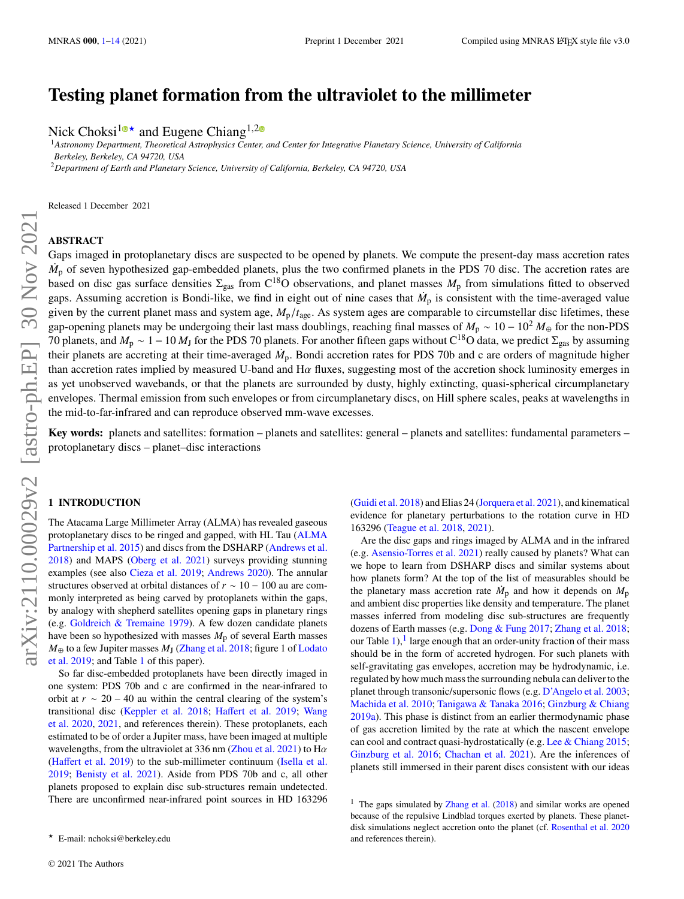# Testing planet formation from the ultraviolet to the millimeter

Nick Choksi[1]★ and Eugene Chiang[1,2]

[1]Astronomy Department, Theoretical Astrophysics Center, and Center for Integrative Planetary Science, University of California Berkeley, Berkeley, CA 94720, USA
[2]Department of Earth and Planetary Science, University of California, Berkeley, CA 94720, USA

Released 1 December 2021

## ABSTRACT

Gaps imaged in protoplanetary discs are suspected to be opened by planets. We compute the present-day mass accretion rates $\dot{M}_\mathrm{p}$ of seven hypothesized gap-embedded planets, plus the two confirmed planets in the PDS 70 disc. The accretion rates are based on disc gas surface densities $\Sigma_\mathrm{gas}$ from $\mathrm{C^{18}O}$ observations, and planet masses $M_\mathrm{p}$ from simulations fitted to observed gaps. Assuming accretion is Bondi-like, we find in eight out of nine cases that $\dot{M}_\mathrm{p}$ is consistent with the time-averaged value given by the current planet mass and system age, $M_\mathrm{p}/t_\mathrm{age}$. As system ages are comparable to circumstellar disc lifetimes, these gap-opening planets may be undergoing their last mass doublings, reaching final masses of $M_\mathrm{p} \sim 10 - 10^2\, M_\oplus$ for the non-PDS 70 planets, and $M_\mathrm{p} \sim 1 - 10\, M_\mathrm{J}$ for the PDS 70 planets. For another fifteen gaps without $\mathrm{C^{18}O}$ data, we predict $\Sigma_\mathrm{gas}$ by assuming their planets are accreting at their time-averaged $\dot{M}_\mathrm{p}$. Bondi accretion rates for PDS 70b and c are orders of magnitude higher than accretion rates implied by measured U-band and H$\alpha$ fluxes, suggesting most of the accretion shock luminosity emerges in as yet unobserved wavebands, or that the planets are surrounded by dusty, highly extincting, quasi-spherical circumplanetary envelopes. Thermal emission from such envelopes or from circumplanetary discs, on Hill sphere scales, peaks at wavelengths in the mid-to-far-infrared and can reproduce observed mm-wave excesses.

**Key words:** planets and satellites: formation – planets and satellites: general – planets and satellites: fundamental parameters – protoplanetary discs – planet–disc interactions

## 1 INTRODUCTION

The Atacama Large Millimeter Array (ALMA) has revealed gaseous protoplanetary discs to be ringed and gapped, with HL Tau (ALMA Partnership et al. 2015) and discs from the DSHARP (Andrews et al. 2018) and MAPS (Oberg et al. 2021) surveys providing stunning examples (see also Cieza et al. 2019; Andrews 2020). The annular structures observed at orbital distances of $r \sim 10 - 100$ au are commonly interpreted as being carved by protoplanets within the gaps, by analogy with shepherd satellites opening gaps in planetary rings (e.g. Goldreich & Tremaine 1979). A few dozen candidate planets have been so hypothesized with masses $M_\mathrm{p}$ of several Earth masses $M_\oplus$ to a few Jupiter masses $M_\mathrm{J}$ (Zhang et al. 2018; figure 1 of Lodato et al. 2019; and Table 1 of this paper).

So far disc-embedded protoplanets have been directly imaged in one system: PDS 70b and c are confirmed in the near-infrared to orbit at $r \sim 20 - 40$ au within the central clearing of the system's transitional disc (Keppler et al. 2018; Haffert et al. 2019; Wang et al. 2020, 2021, and references therein). These protoplanets, each estimated to be of order a Jupiter mass, have been imaged at multiple wavelengths, from the ultraviolet at 336 nm (Zhou et al. 2021) to H$\alpha$ (Haffert et al. 2019) to the sub-millimeter continuum (Isella et al. 2019; Benisty et al. 2021). Aside from PDS 70b and c, all other planets proposed to explain disc sub-structures remain undetected. There are unconfirmed near-infrared point sources in HD 163296 (Guidi et al. 2018) and Elias 24 (Jorquera et al. 2021), and kinematical evidence for planetary perturbations to the rotation curve in HD 163296 (Teague et al. 2018, 2021).

Are the disc gaps and rings imaged by ALMA and in the infrared (e.g. Asensio-Torres et al. 2021) really caused by planets? What can we hope to learn from DSHARP discs and similar systems about how planets form? At the top of the list of measurables should be the planetary mass accretion rate $\dot{M}_\mathrm{p}$ and how it depends on $M_\mathrm{p}$ and ambient disc properties like density and temperature. The planet masses inferred from modeling disc sub-structures are frequently dozens of Earth masses (e.g. Dong & Fung 2017; Zhang et al. 2018; our Table 1),[1] large enough that an order-unity fraction of their mass should be in the form of accreted hydrogen. For such planets with self-gravitating gas envelopes, accretion may be hydrodynamic, i.e. regulated by how much mass the surrounding nebula can deliver to the planet through transonic/supersonic flows (e.g. D'Angelo et al. 2003; Machida et al. 2010; Tanigawa & Tanaka 2016; Ginzburg & Chiang 2019a). This phase is distinct from an earlier thermodynamic phase of gas accretion limited by the rate at which the nascent envelope can cool and contract quasi-hydrostatically (e.g. Lee & Chiang 2015; Ginzburg et al. 2016; Chachan et al. 2021). Are the inferences of planets still immersed in their parent discs consistent with our ideas

[1] The gaps simulated by Zhang et al. (2018) and similar works are opened because of the repulsive Lindblad torques exerted by planets. These planet-disk simulations neglect accretion onto the planet (cf. Rosenthal et al. 2020 and references therein).

★ E-mail: nchoksi@berkeley.edu

© 2021 The Authors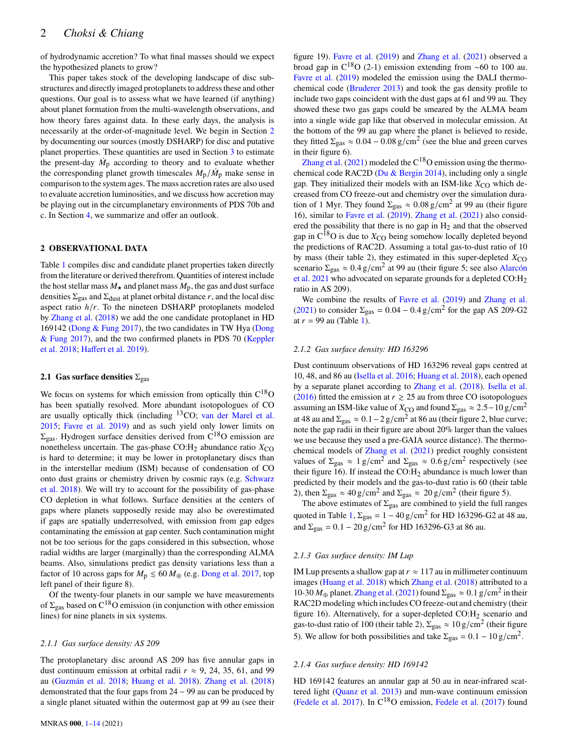of hydrodynamic accretion? To what final masses should we expect the hypothesized planets to grow?

This paper takes stock of the developing landscape of disc substructures and directly imaged protoplanets to address these and other questions. Our goal is to assess what we have learned (if anything) about planet formation from the multi-wavelength observations, and how theory fares against data. In these early days, the analysis is necessarily at the order-of-magnitude level. We begin in Section 2 by documenting our sources (mostly DSHARP) for disc and putative planet properties. These quantities are used in Section 3 to estimate the present-day $\dot{M}_{\rm p}$ according to theory and to evaluate whether the corresponding planet growth timescales $M_{\rm p}/\dot{M}_{\rm p}$ make sense in comparison to the system ages. The mass accretion rates are also used to evaluate accretion luminosities, and we discuss how accretion may be playing out in the circumplanetary environments of PDS 70b and c. In Section 4, we summarize and offer an outlook.

## 2 OBSERVATIONAL DATA

Table 1 compiles disc and candidate planet properties taken directly from the literature or derived therefrom. Quantities of interest include the host stellar mass $M_\star$ and planet mass $M_{\rm p}$, the gas and dust surface densities $\Sigma_{\rm gas}$ and $\Sigma_{\rm dust}$ at planet orbital distance $r$, and the local disc aspect ratio $h/r$. To the nineteen DSHARP protoplanets modeled by Zhang et al. (2018) we add the one candidate protoplanet in HD 169142 (Dong & Fung 2017), the two candidates in TW Hya (Dong & Fung 2017), and the two confirmed planets in PDS 70 (Keppler et al. 2018; Haffert et al. 2019).

### 2.1 Gas surface densities $\Sigma_{\rm gas}$

We focus on systems for which emission from optically thin $C^{18}O$ has been spatially resolved. More abundant isotopologues of CO are usually optically thick (including $^{13}CO$; van der Marel et al. 2015; Favre et al. 2019) and as such yield only lower limits on $\Sigma_{\rm gas}$. Hydrogen surface densities derived from $C^{18}O$ emission are nonetheless uncertain. The gas-phase CO:$H_2$ abundance ratio $X_{\rm CO}$ is hard to determine; it may be lower in protoplanetary discs than in the interstellar medium (ISM) because of condensation of CO onto dust grains or chemistry driven by cosmic rays (e.g. Schwarz et al. 2018). We will try to account for the possibility of gas-phase CO depletion in what follows. Surface densities at the centers of gaps where planets supposedly reside may also be overestimated if gaps are spatially underresolved, with emission from gap edges contaminating the emission at gap center. Such contamination might not be too serious for the gaps considered in this subsection, whose radial widths are larger (marginally) than the corresponding ALMA beams. Also, simulations predict gas density variations less than a factor of 10 across gaps for $M_{\rm p} \lesssim 60\,M_\oplus$ (e.g. Dong et al. 2017, top left panel of their figure 8).

Of the twenty-four planets in our sample we have measurements of $\Sigma_{\rm gas}$ based on $C^{18}O$ emission (in conjunction with other emission lines) for nine planets in six systems.

#### 2.1.1 Gas surface density: AS 209

The protoplanetary disc around AS 209 has five annular gaps in dust continuum emission at orbital radii $r \approx$ 9, 24, 35, 61, and 99 au (Guzmán et al. 2018; Huang et al. 2018). Zhang et al. (2018) demonstrated that the four gaps from 24 – 99 au can be produced by a single planet situated within the outermost gap at 99 au (see their figure 19). Favre et al. (2019) and Zhang et al. (2021) observed a broad gap in $C^{18}O$ (2-1) emission extending from ~60 to 100 au. Favre et al. (2019) modeled the emission using the DALI thermochemical code (Bruderer 2013) and took the gas density profile to include two gaps coincident with the dust gaps at 61 and 99 au. They showed these two gas gaps could be smeared by the ALMA beam into a single wide gap like that observed in molecular emission. At the bottom of the 99 au gap where the planet is believed to reside, they fitted $\Sigma_{\rm gas} \approx 0.04 - 0.08\,{\rm g/cm^2}$ (see the blue and green curves in their figure 6).

Zhang et al. (2021) modeled the $C^{18}O$ emission using the thermochemical code RAC2D (Du & Bergin 2014), including only a single gap. They initialized their models with an ISM-like $X_{\rm CO}$ which decreased from CO freeze-out and chemistry over the simulation duration of 1 Myr. They found $\Sigma_{\rm gas} \approx 0.08\,{\rm g/cm^2}$ at 99 au (their figure 16), similar to Favre et al. (2019). Zhang et al. (2021) also considered the possibility that there is no gap in $H_2$ and that the observed gap in $C^{18}O$ is due to $X_{\rm CO}$ being somehow locally depleted beyond the predictions of RAC2D. Assuming a total gas-to-dust ratio of 10 by mass (their table 2), they estimated in this super-depleted $X_{\rm CO}$ scenario $\Sigma_{\rm gas} \approx 0.4\,{\rm g/cm^2}$ at 99 au (their figure 5; see also Alarcón et al. 2021 who advocated on separate grounds for a depleted CO:$H_2$ ratio in AS 209).

We combine the results of Favre et al. (2019) and Zhang et al. (2021) to consider $\Sigma_{\rm gas} = 0.04 - 0.4\,{\rm g/cm^2}$ for the gap AS 209-G2 at $r = 99$ au (Table 1).

#### 2.1.2 Gas surface density: HD 163296

Dust continuum observations of HD 163296 reveal gaps centred at 10, 48, and 86 au (Isella et al. 2016; Huang et al. 2018), each opened by a separate planet according to Zhang et al. (2018). Isella et al. (2016) fitted the emission at $r \gtrsim 25$ au from three CO isotopologues assuming an ISM-like value of $X_{\rm CO}$ and found $\Sigma_{\rm gas} \approx 2.5 - 10\,{\rm g/cm^2}$ at 48 au and $\Sigma_{\rm gas} \approx 0.1 - 2\,{\rm g/cm^2}$ at 86 au (their figure 2, blue curve; note the gap radii in their figure are about 20% larger than the values we use because they used a pre-GAIA source distance). The thermochemical models of Zhang et al. (2021) predict roughly consistent values of $\Sigma_{\rm gas} \approx 1\,{\rm g/cm^2}$ and $\Sigma_{\rm gas} \approx 0.6\,{\rm g/cm^2}$ respectively (see their figure 16). If instead the CO:$H_2$ abundance is much lower than predicted by their models and the gas-to-dust ratio is 60 (their table 2), then $\Sigma_{\rm gas} \approx 40\,{\rm g/cm^2}$ and $\Sigma_{\rm gas} \approx 20\,{\rm g/cm^2}$ (their figure 5).

The above estimates of $\Sigma_{\rm gas}$ are combined to yield the full ranges quoted in Table 1, $\Sigma_{\rm gas} = 1 - 40\,{\rm g/cm^2}$ for HD 163296-G2 at 48 au, and $\Sigma_{\rm gas} = 0.1 - 20\,{\rm g/cm^2}$ for HD 163296-G3 at 86 au.

#### 2.1.3 Gas surface density: IM Lup

IM Lup presents a shallow gap at $r \approx 117$ au in millimeter continuum images (Huang et al. 2018) which Zhang et al. (2018) attributed to a 10-30 $M_\oplus$ planet. Zhang et al. (2021) found $\Sigma_{\rm gas} \approx 0.1\,{\rm g/cm^2}$ in their RAC2D modeling which includes CO freeze-out and chemistry (their figure 16). Alternatively, for a super-depleted CO:$H_2$ scenario and gas-to-dust ratio of 100 (their table 2), $\Sigma_{\rm gas} \approx 10\,{\rm g/cm^2}$ (their figure 5). We allow for both possibilities and take $\Sigma_{\rm gas} = 0.1 - 10\,{\rm g/cm^2}$.

#### 2.1.4 Gas surface density: HD 169142

HD 169142 features an annular gap at 50 au in near-infrared scattered light (Quanz et al. 2013) and mm-wave continuum emission (Fedele et al. 2017). In $C^{18}O$ emission, Fedele et al. (2017) found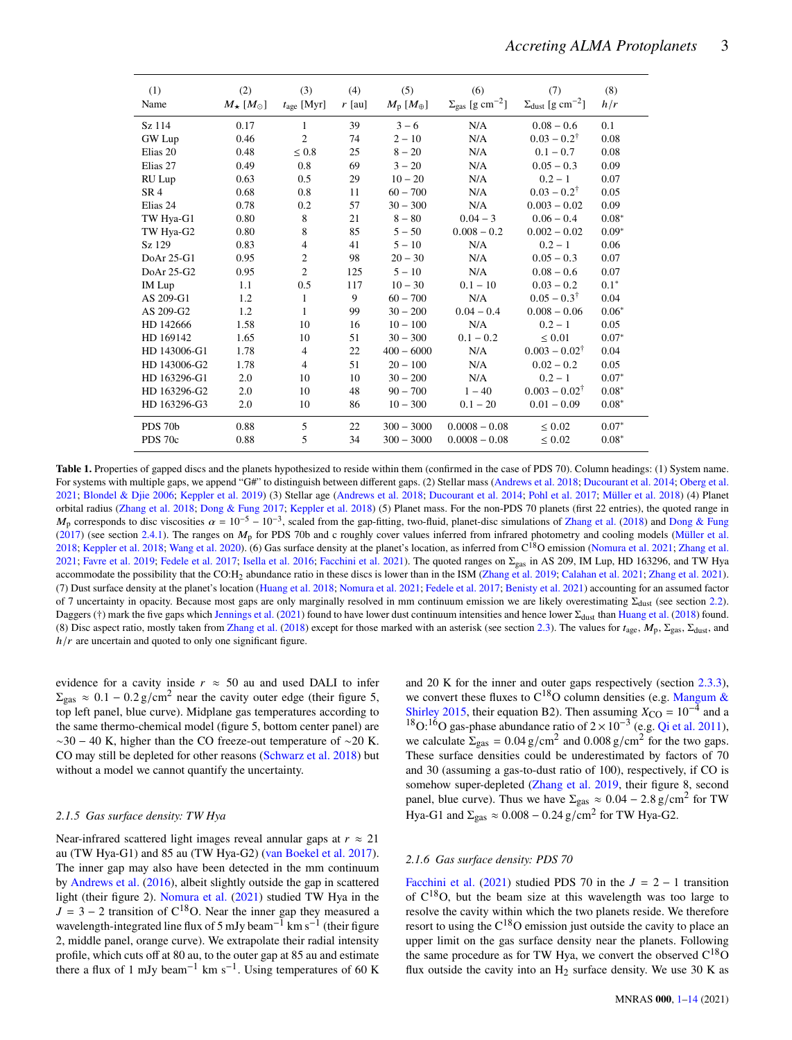| (1) Name | (2) $M_\star$ [$M_\odot$] | (3) $t_{\rm age}$ [Myr] | (4) $r$ [au] | (5) $M_{\rm p}$ [$M_\oplus$] | (6) $\Sigma_{\rm gas}$ [g cm$^{-2}$] | (7) $\Sigma_{\rm dust}$ [g cm$^{-2}$] | (8) $h/r$ |
|---|---|---|---|---|---|---|---|
| Sz 114 | 0.17 | 1 | 39 | $3-6$ | N/A | $0.08-0.6$ | 0.1 |
| GW Lup | 0.46 | 2 | 74 | $2-10$ | N/A | $0.03-0.2^{\dagger}$ | 0.08 |
| Elias 20 | 0.48 | $\leq 0.8$ | 25 | $8-20$ | N/A | $0.1-0.7$ | 0.08 |
| Elias 27 | 0.49 | 0.8 | 69 | $3-20$ | N/A | $0.05-0.3$ | 0.09 |
| RU Lup | 0.63 | 0.5 | 29 | $10-20$ | N/A | $0.2-1$ | 0.07 |
| SR 4 | 0.68 | 0.8 | 11 | $60-700$ | N/A | $0.03-0.2^{\dagger}$ | 0.05 |
| Elias 24 | 0.78 | 0.2 | 57 | $30-300$ | N/A | $0.003-0.02$ | 0.09 |
| TW Hya-G1 | 0.80 | 8 | 21 | $8-80$ | $0.04-3$ | $0.06-0.4$ | $0.08^{*}$ |
| TW Hya-G2 | 0.80 | 8 | 85 | $5-50$ | $0.008-0.2$ | $0.002-0.02$ | $0.09^{*}$ |
| Sz 129 | 0.83 | 4 | 41 | $5-10$ | N/A | $0.2-1$ | 0.06 |
| DoAr 25-G1 | 0.95 | 2 | 98 | $20-30$ | N/A | $0.05-0.3$ | 0.07 |
| DoAr 25-G2 | 0.95 | 2 | 125 | $5-10$ | N/A | $0.08-0.6$ | 0.07 |
| IM Lup | 1.1 | 0.5 | 117 | $10-30$ | $0.1-10$ | $0.03-0.2$ | $0.1^{*}$ |
| AS 209-G1 | 1.2 | 1 | 9 | $60-700$ | N/A | $0.05-0.3^{\dagger}$ | 0.04 |
| AS 209-G2 | 1.2 | 1 | 99 | $30-200$ | $0.04-0.4$ | $0.008-0.06$ | $0.06^{*}$ |
| HD 142666 | 1.58 | 10 | 16 | $10-100$ | N/A | $0.2-1$ | 0.05 |
| HD 169142 | 1.65 | 10 | 51 | $30-300$ | $0.1-0.2$ | $\leq 0.01$ | $0.07^{*}$ |
| HD 143006-G1 | 1.78 | 4 | 22 | $400-6000$ | N/A | $0.003-0.02^{\dagger}$ | 0.04 |
| HD 143006-G2 | 1.78 | 4 | 51 | $20-100$ | N/A | $0.02-0.2$ | 0.05 |
| HD 163296-G1 | 2.0 | 10 | 10 | $30-200$ | N/A | $0.2-1$ | $0.07^{*}$ |
| HD 163296-G2 | 2.0 | 10 | 48 | $90-700$ | $1-40$ | $0.003-0.02^{\dagger}$ | $0.08^{*}$ |
| HD 163296-G3 | 2.0 | 10 | 86 | $10-300$ | $0.1-20$ | $0.01-0.09$ | $0.08^{*}$ |
| PDS 70b | 0.88 | 5 | 22 | $300-3000$ | $0.0008-0.08$ | $\leq 0.02$ | $0.07^{*}$ |
| PDS 70c | 0.88 | 5 | 34 | $300-3000$ | $0.0008-0.08$ | $\leq 0.02$ | $0.08^{*}$ |

**Table 1.** Properties of gapped discs and the planets hypothesized to reside within them (confirmed in the case of PDS 70). Column headings: (1) System name. For systems with multiple gaps, we append "G#" to distinguish between different gaps. (2) Stellar mass (Andrews et al. 2018; Ducourant et al. 2014; Oberg et al. 2021; Blondel & Djie 2006; Keppler et al. 2019) (3) Stellar age (Andrews et al. 2018; Ducourant et al. 2014; Pohl et al. 2017; Müller et al. 2018) (4) Planet orbital radius (Zhang et al. 2018; Dong & Fung 2017; Keppler et al. 2018) (5) Planet mass. For the non-PDS 70 planets (first 22 entries), the quoted range in $M_{\rm p}$ corresponds to disc viscosities $\alpha = 10^{-5} - 10^{-3}$, scaled from the gap-fitting, two-fluid, planet-disc simulations of Zhang et al. (2018) and Dong & Fung (2017) (see section 2.4.1). The ranges on $M_{\rm p}$ for PDS 70b and c roughly cover values inferred from infrared photometry and cooling models (Müller et al. 2018; Keppler et al. 2018; Wang et al. 2020). (6) Gas surface density at the planet's location, as inferred from $C^{18}O$ emission (Nomura et al. 2021; Zhang et al. 2021; Favre et al. 2019; Fedele et al. 2017; Isella et al. 2016; Facchini et al. 2021). The quoted ranges on $\Sigma_{\rm gas}$ in AS 209, IM Lup, HD 163296, and TW Hya accommodate the possibility that the CO:$H_2$ abundance ratio in these discs is lower than in the ISM (Zhang et al. 2019; Calahan et al. 2021; Zhang et al. 2021). (7) Dust surface density at the planet's location (Huang et al. 2018; Nomura et al. 2021; Fedele et al. 2017; Benisty et al. 2021) accounting for an assumed factor of 7 uncertainty in opacity. Because most gaps are only marginally resolved in mm continuum emission we are likely overestimating $\Sigma_{\rm dust}$ (see section 2.2). Daggers (†) mark the five gaps which Jennings et al. (2021) found to have lower dust continuum intensities and hence lower $\Sigma_{\rm dust}$ than Huang et al. (2018) found. (8) Disc aspect ratio, mostly taken from Zhang et al. (2018) except for those marked with an asterisk (see section 2.3). The values for $t_{\rm age}$, $M_{\rm p}$, $\Sigma_{\rm gas}$, $\Sigma_{\rm dust}$, and $h/r$ are uncertain and quoted to only one significant figure.

evidence for a cavity inside $r \approx 50$ au and used DALI to infer $\Sigma_{\rm gas} \approx 0.1 - 0.2\,{\rm g/cm^2}$ near the cavity outer edge (their figure 5, top left panel, blue curve). Midplane gas temperatures according to the same thermo-chemical model (figure 5, bottom center panel) are $\sim$30 − 40 K, higher than the CO freeze-out temperature of $\sim$20 K. CO may still be depleted for other reasons (Schwarz et al. 2018) but without a model we cannot quantify the uncertainty.

### 2.1.5 Gas surface density: TW Hya

Near-infrared scattered light images reveal annular gaps at $r \approx 21$ au (TW Hya-G1) and 85 au (TW Hya-G2) (van Boekel et al. 2017). The inner gap may also have been detected in the mm continuum by Andrews et al. (2016), albeit slightly outside the gap in scattered light (their figure 2). Nomura et al. (2021) studied TW Hya in the $J = 3 - 2$ transition of $C^{18}O$. Near the inner gap they measured a wavelength-integrated line flux of 5 mJy beam$^{-1}$ km s$^{-1}$ (their figure 2, middle panel, orange curve). We extrapolate their radial intensity profile, which cuts off at 80 au, to the outer gap at 85 au and estimate there a flux of 1 mJy beam$^{-1}$ km s$^{-1}$. Using temperatures of 60 K and 20 K for the inner and outer gaps respectively (section 2.3.3), we convert these fluxes to $C^{18}O$ column densities (e.g. Mangum & Shirley 2015, their equation B2). Then assuming $X_{\rm CO} = 10^{-4}$ and a $^{18}O$:$^{16}O$ gas-phase abundance ratio of $2\times10^{-3}$ (e.g. Qi et al. 2011), we calculate $\Sigma_{\rm gas} = 0.04\,{\rm g/cm^2}$ and $0.008\,{\rm g/cm^2}$ for the two gaps. These surface densities could be underestimated by factors of 70 and 30 (assuming a gas-to-dust ratio of 100), respectively, if CO is somehow super-depleted (Zhang et al. 2019, their figure 8, second panel, blue curve). Thus we have $\Sigma_{\rm gas} \approx 0.04 - 2.8\,{\rm g/cm^2}$ for TW Hya-G1 and $\Sigma_{\rm gas} \approx 0.008 - 0.24\,{\rm g/cm^2}$ for TW Hya-G2.

### 2.1.6 Gas surface density: PDS 70

Facchini et al. (2021) studied PDS 70 in the $J = 2 - 1$ transition of $C^{18}O$, but the beam size at this wavelength was too large to resolve the cavity within which the two planets reside. We therefore resort to using the $C^{18}O$ emission just outside the cavity to place an upper limit on the gas surface density near the planets. Following the same procedure as for TW Hya, we convert the observed $C^{18}O$ flux outside the cavity into an $H_2$ surface density. We use 30 K as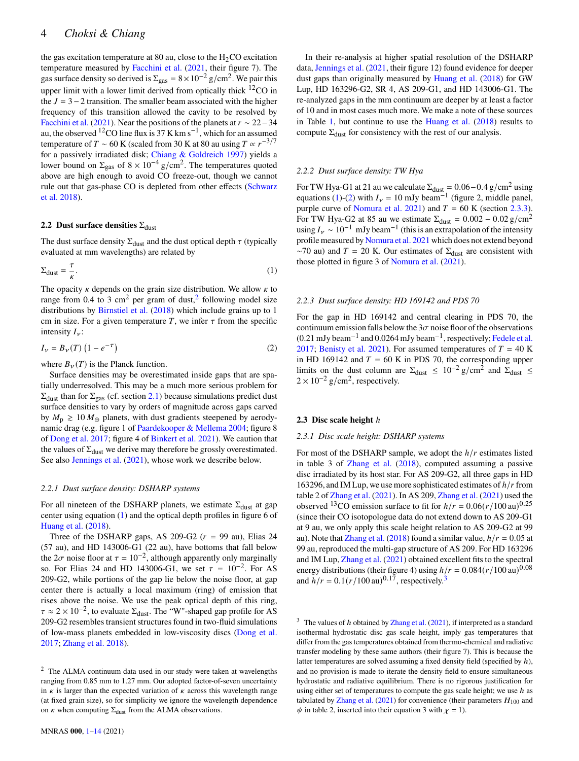the gas excitation temperature at 80 au, close to the $H_2CO$ excitation temperature measured by Facchini et al. (2021, their figure 7). The gas surface density so derived is $\Sigma_{\rm gas} = 8 \times 10^{-2}$ g/cm$^2$. We pair this upper limit with a lower limit derived from optically thick $^{12}$CO in the $J = 3-2$ transition. The smaller beam associated with the higher frequency of this transition allowed the cavity to be resolved by Facchini et al. (2021). Near the positions of the planets at $r \sim 22-34$ au, the observed $^{12}$CO line flux is 37 K km s$^{-1}$, which for an assumed temperature of $T \sim 60$ K (scaled from 30 K at 80 au using $T \propto r^{-3/7}$ for a passively irradiated disk; Chiang & Goldreich 1997) yields a lower bound on $\Sigma_{\rm gas}$ of $8 \times 10^{-4}$ g/cm$^2$. The temperatures quoted above are high enough to avoid CO freeze-out, though we cannot rule out that gas-phase CO is depleted from other effects (Schwarz et al. 2018).

## 2.2 Dust surface densities $\Sigma_{\rm dust}$

The dust surface density $\Sigma_{\rm dust}$ and the dust optical depth $\tau$ (typically evaluated at mm wavelengths) are related by

$$\Sigma_{\rm dust} = \frac{\tau}{\kappa}. \tag{1}$$

The opacity $\kappa$ depends on the grain size distribution. We allow $\kappa$ to range from 0.4 to 3 cm$^2$ per gram of dust,[2] following model size distributions by Birnstiel et al. (2018) which include grains up to 1 cm in size. For a given temperature $T$, we infer $\tau$ from the specific intensity $I_\nu$:

$$I_\nu = B_\nu(T)\left(1 - e^{-\tau}\right) \tag{2}$$

where $B_\nu(T)$ is the Planck function.

Surface densities may be overestimated inside gaps that are spatially underresolved. This may be a much more serious problem for $\Sigma_{\rm dust}$ than for $\Sigma_{\rm gas}$ (cf. section 2.1) because simulations predict dust surface densities to vary by orders of magnitude across gaps carved by $M_{\rm p} \gtrsim 10\, M_\oplus$ planets, with dust gradients steepened by aerodynamic drag (e.g. figure 1 of Paardekooper & Mellema 2004; figure 8 of Dong et al. 2017; figure 4 of Binkert et al. 2021). We caution that the values of $\Sigma_{\rm dust}$ we derive may therefore be grossly overestimated. See also Jennings et al. (2021), whose work we describe below.

### 2.2.1 Dust surface density: DSHARP systems

For all nineteen of the DSHARP planets, we estimate $\Sigma_{\rm dust}$ at gap center using equation (1) and the optical depth profiles in figure 6 of Huang et al. (2018).

Three of the DSHARP gaps, AS 209-G2 ($r$ = 99 au), Elias 24 (57 au), and HD 143006-G1 (22 au), have bottoms that fall below the $2\sigma$ noise floor at $\tau = 10^{-2}$, although apparently only marginally so. For Elias 24 and HD 143006-G1, we set $\tau = 10^{-2}$. For AS 209-G2, while portions of the gap lie below the noise floor, at gap center there is actually a local maximum (ring) of emission that rises above the noise. We use the peak optical depth of this ring, $\tau \approx 2 \times 10^{-2}$, to evaluate $\Sigma_{\rm dust}$. The "W"-shaped gap profile for AS 209-G2 resembles transient structures found in two-fluid simulations of low-mass planets embedded in low-viscosity discs (Dong et al. 2017; Zhang et al. 2018).

In their re-analysis at higher spatial resolution of the DSHARP data, Jennings et al. (2021, their figure 12) found evidence for deeper dust gaps than originally measured by Huang et al. (2018) for GW Lup, HD 163296-G2, SR 4, AS 209-G1, and HD 143006-G1. The re-analyzed gaps in the mm continuum are deeper by at least a factor of 10 and in most cases much more. We make a note of these sources in Table 1, but continue to use the Huang et al. (2018) results to compute $\Sigma_{\rm dust}$ for consistency with the rest of our analysis.

### 2.2.2 Dust surface density: TW Hya

For TW Hya-G1 at 21 au we calculate $\Sigma_{\rm dust} = 0.06-0.4$ g/cm$^2$ using equations (1)-(2) with $I_\nu$ = 10 mJy beam$^{-1}$ (figure 2, middle panel, purple curve of Nomura et al. 2021) and $T$ = 60 K (section 2.3.3). For TW Hya-G2 at 85 au we estimate $\Sigma_{\rm dust} = 0.002 - 0.02$ g/cm$^2$ using $I_\nu \sim 10^{-1}$ mJy beam$^{-1}$ (this is an extrapolation of the intensity profile measured by Nomura et al. 2021 which does not extend beyond ∼70 au) and $T$ = 20 K. Our estimates of $\Sigma_{\rm dust}$ are consistent with those plotted in figure 3 of Nomura et al. (2021).

### 2.2.3 Dust surface density: HD 169142 and PDS 70

For the gap in HD 169142 and central clearing in PDS 70, the continuum emission falls below the $3\sigma$ noise floor of the observations (0.21 mJy beam$^{-1}$ and 0.0264 mJy beam$^{-1}$, respectively; Fedele et al. 2017; Benisty et al. 2021). For assumed temperatures of $T$ = 40 K in HD 169142 and $T$ = 60 K in PDS 70, the corresponding upper limits on the dust column are $\Sigma_{\rm dust} \leq 10^{-2}$ g/cm$^2$ and $\Sigma_{\rm dust} \leq 2 \times 10^{-2}$ g/cm$^2$, respectively.

## 2.3 Disc scale height $h$

### 2.3.1 Disc scale height: DSHARP systems

For most of the DSHARP sample, we adopt the $h/r$ estimates listed in table 3 of Zhang et al. (2018), computed assuming a passive disc irradiated by its host star. For AS 209-G2, all three gaps in HD 163296, and IM Lup, we use more sophisticated estimates of $h/r$ from table 2 of Zhang et al. (2021). In AS 209, Zhang et al. (2021) used the observed $^{13}$CO emission surface to fit for $h/r = 0.06(r/100\,{\rm au})^{0.25}$ (since their CO isotopologue data do not extend down to AS 209-G1 at 9 au, we only apply this scale height relation to AS 209-G2 at 99 au). Note that Zhang et al. (2018) found a similar value, $h/r$ = 0.05 at 99 au, reproduced the multi-gap structure of AS 209. For HD 163296 and IM Lup, Zhang et al. (2021) obtained excellent fits to the spectral energy distributions (their figure 4) using $h/r = 0.084(r/100\,{\rm au})^{0.08}$ and $h/r = 0.1(r/100\,{\rm au})^{0.17}$, respectively.[3]

[2] The ALMA continuum data used in our study were taken at wavelengths ranging from 0.85 mm to 1.27 mm. Our adopted factor-of-seven uncertainty in $\kappa$ is larger than the expected variation of $\kappa$ across this wavelength range (at fixed grain size), so for simplicity we ignore the wavelength dependence on $\kappa$ when computing $\Sigma_{\rm dust}$ from the ALMA observations.

[3] The values of $h$ obtained by Zhang et al. (2021), if interpreted as a standard isothermal hydrostatic disc gas scale height, imply gas temperatures that differ from the gas temperatures obtained from thermo-chemical and radiative transfer modeling by these same authors (their figure 7). This is because the latter temperatures are solved assuming a fixed density field (specified by $h$), and no provision is made to iterate the density field to ensure simultaneous hydrostatic and radiative equilibrium. There is no rigorous justification for using either set of temperatures to compute the gas scale height; we use $h$ as tabulated by Zhang et al. (2021) for convenience (their parameters $H_{100}$ and $\psi$ in table 2, inserted into their equation 3 with $\chi$ = 1).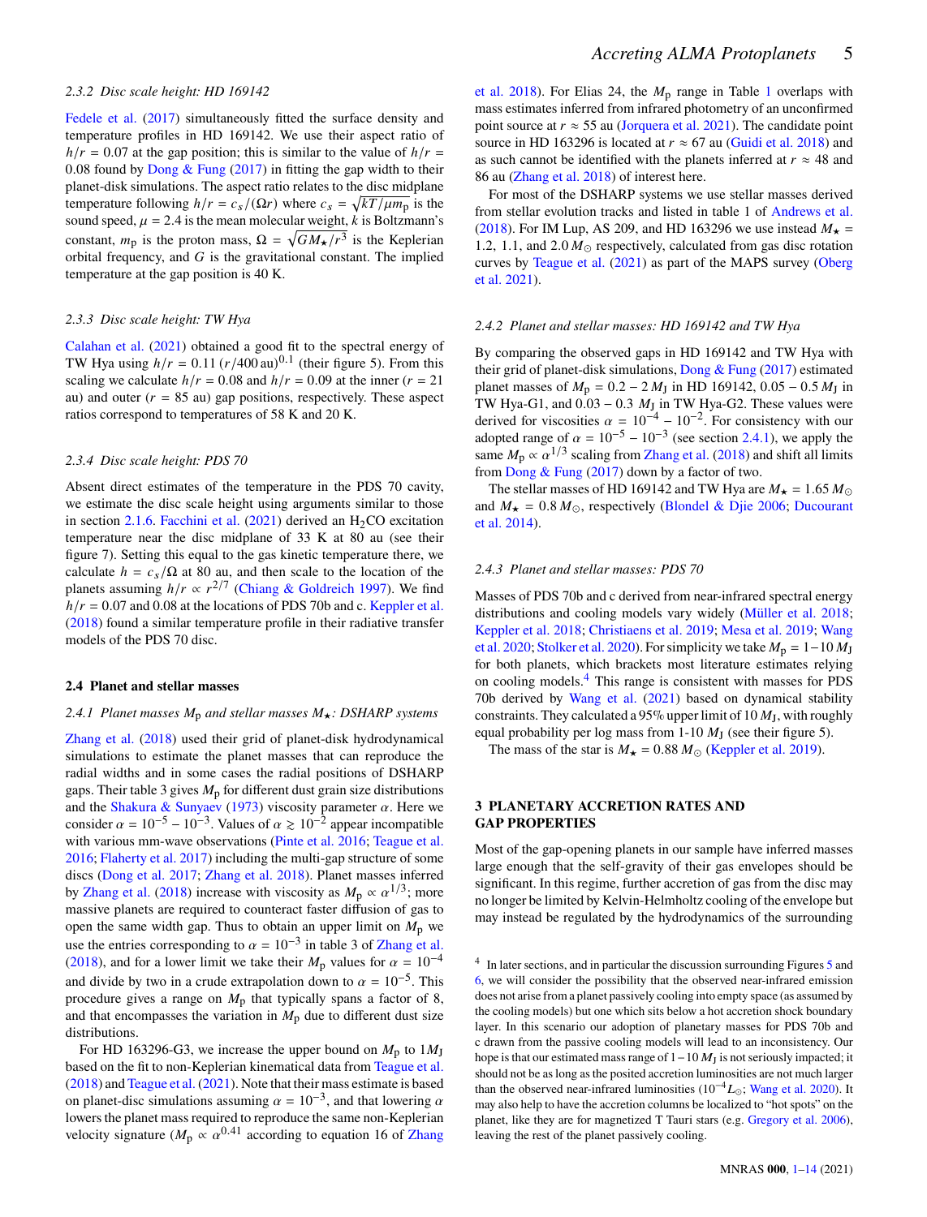#### 2.3.2 Disc scale height: HD 169142

Fedele et al. (2017) simultaneously fitted the surface density and temperature profiles in HD 169142. We use their aspect ratio of $h/r = 0.07$ at the gap position; this is similar to the value of $h/r = 0.08$ found by Dong & Fung (2017) in fitting the gap width to their planet-disk simulations. The aspect ratio relates to the disc midplane temperature following $h/r = c_s/(\Omega r)$ where $c_s = \sqrt{kT/\mu m_p}$ is the sound speed, $\mu = 2.4$ is the mean molecular weight, $k$ is Boltzmann's constant, $m_p$ is the proton mass, $\Omega = \sqrt{GM_\star/r^3}$ is the Keplerian orbital frequency, and $G$ is the gravitational constant. The implied temperature at the gap position is 40 K.

#### 2.3.3 Disc scale height: TW Hya

Calahan et al. (2021) obtained a good fit to the spectral energy of TW Hya using $h/r = 0.11\,(r/400\,\mathrm{au})^{0.1}$ (their figure 5). From this scaling we calculate $h/r = 0.08$ and $h/r = 0.09$ at the inner ($r = 21$ au) and outer ($r = 85$ au) gap positions, respectively. These aspect ratios correspond to temperatures of 58 K and 20 K.

#### 2.3.4 Disc scale height: PDS 70

Absent direct estimates of the temperature in the PDS 70 cavity, we estimate the disc scale height using arguments similar to those in section 2.1.6. Facchini et al. (2021) derived an $H_2CO$ excitation temperature near the disc midplane of 33 K at 80 au (see their figure 7). Setting this equal to the gas kinetic temperature there, we calculate $h = c_s/\Omega$ at 80 au, and then scale to the location of the planets assuming $h/r \propto r^{2/7}$ (Chiang & Goldreich 1997). We find $h/r = 0.07$ and 0.08 at the locations of PDS 70b and c. Keppler et al. (2018) found a similar temperature profile in their radiative transfer models of the PDS 70 disc.

### 2.4 Planet and stellar masses

#### 2.4.1 Planet masses $M_p$ and stellar masses $M_\star$: DSHARP systems

Zhang et al. (2018) used their grid of planet-disk hydrodynamical simulations to estimate the planet masses that can reproduce the radial widths and in some cases the radial positions of DSHARP gaps. Their table 3 gives $M_p$ for different dust grain size distributions and the Shakura & Sunyaev (1973) viscosity parameter $\alpha$. Here we consider $\alpha = 10^{-5} - 10^{-3}$. Values of $\alpha \gtrsim 10^{-2}$ appear incompatible with various mm-wave observations (Pinte et al. 2016; Teague et al. 2016; Flaherty et al. 2017) including the multi-gap structure of some discs (Dong et al. 2017; Zhang et al. 2018). Planet masses inferred by Zhang et al. (2018) increase with viscosity as $M_p \propto \alpha^{1/3}$; more massive planets are required to counteract faster diffusion of gas to open the same width gap. Thus to obtain an upper limit on $M_p$ we use the entries corresponding to $\alpha = 10^{-3}$ in table 3 of Zhang et al. (2018), and for a lower limit we take their $M_p$ values for $\alpha = 10^{-4}$ and divide by two in a crude extrapolation down to $\alpha = 10^{-5}$. This procedure gives a range on $M_p$ that typically spans a factor of 8, and that encompasses the variation in $M_p$ due to different dust size distributions.

For HD 163296-G3, we increase the upper bound on $M_p$ to $1 M_J$ based on the fit to non-Keplerian kinematical data from Teague et al. (2018) and Teague et al. (2021). Note that their mass estimate is based on planet-disc simulations assuming $\alpha = 10^{-3}$, and that lowering $\alpha$ lowers the planet mass required to reproduce the same non-Keplerian velocity signature ($M_p \propto \alpha^{0.41}$ according to equation 16 of Zhang et al. 2018). For Elias 24, the $M_p$ range in Table 1 overlaps with mass estimates inferred from infrared photometry of an unconfirmed point source at $r \approx 55$ au (Jorquera et al. 2021). The candidate point source in HD 163296 is located at $r \approx 67$ au (Guidi et al. 2018) and as such cannot be identified with the planets inferred at $r \approx 48$ and 86 au (Zhang et al. 2018) of interest here.

For most of the DSHARP systems we use stellar masses derived from stellar evolution tracks and listed in table 1 of Andrews et al. (2018). For IM Lup, AS 209, and HD 163296 we use instead $M_\star = 1.2$, 1.1, and $2.0\,M_\odot$ respectively, calculated from gas disc rotation curves by Teague et al. (2021) as part of the MAPS survey (Oberg et al. 2021).

#### 2.4.2 Planet and stellar masses: HD 169142 and TW Hya

By comparing the observed gaps in HD 169142 and TW Hya with their grid of planet-disk simulations, Dong & Fung (2017) estimated planet masses of $M_p = 0.2 - 2\,M_J$ in HD 169142, $0.05 - 0.5\,M_J$ in TW Hya-G1, and $0.03 - 0.3\,M_J$ in TW Hya-G2. These values were derived for viscosities $\alpha = 10^{-4} - 10^{-2}$. For consistency with our adopted range of $\alpha = 10^{-5} - 10^{-3}$ (see section 2.4.1), we apply the same $M_p \propto \alpha^{1/3}$ scaling from Zhang et al. (2018) and shift all limits from Dong & Fung (2017) down by a factor of two.

The stellar masses of HD 169142 and TW Hya are $M_\star = 1.65\,M_\odot$ and $M_\star = 0.8\,M_\odot$, respectively (Blondel & Djie 2006; Ducourant et al. 2014).

#### 2.4.3 Planet and stellar masses: PDS 70

Masses of PDS 70b and c derived from near-infrared spectral energy distributions and cooling models vary widely (Müller et al. 2018; Keppler et al. 2018; Christiaens et al. 2019; Mesa et al. 2019; Wang et al. 2020; Stolker et al. 2020). For simplicity we take $M_p = 1 - 10\,M_J$ for both planets, which brackets most literature estimates relying on cooling models.[4] This range is consistent with masses for PDS 70b derived by Wang et al. (2021) based on dynamical stability constraints. They calculated a 95% upper limit of $10\,M_J$, with roughly equal probability per log mass from 1-10 $M_J$ (see their figure 5).

The mass of the star is $M_\star = 0.88\,M_\odot$ (Keppler et al. 2019).

## 3 PLANETARY ACCRETION RATES AND GAP PROPERTIES

Most of the gap-opening planets in our sample have inferred masses large enough that the self-gravity of their gas envelopes should be significant. In this regime, further accretion of gas from the disc may no longer be limited by Kelvin-Helmholtz cooling of the envelope but may instead be regulated by the hydrodynamics of the surrounding

[4] In later sections, and in particular the discussion surrounding Figures 5 and 6, we will consider the possibility that the observed near-infrared emission does not arise from a planet passively cooling into empty space (as assumed by the cooling models) but one which sits below a hot accretion shock boundary layer. In this scenario our adoption of planetary masses for PDS 70b and c drawn from the passive cooling models will lead to an inconsistency. Our hope is that our estimated mass range of $1-10\,M_J$ is not seriously impacted; it should not be as long as the posited accretion luminosities are not much larger than the observed near-infrared luminosities ($10^{-4} L_\odot$; Wang et al. 2020). It may also help to have the accretion columns be localized to "hot spots" on the planet, like they are for magnetized T Tauri stars (e.g. Gregory et al. 2006), leaving the rest of the planet passively cooling.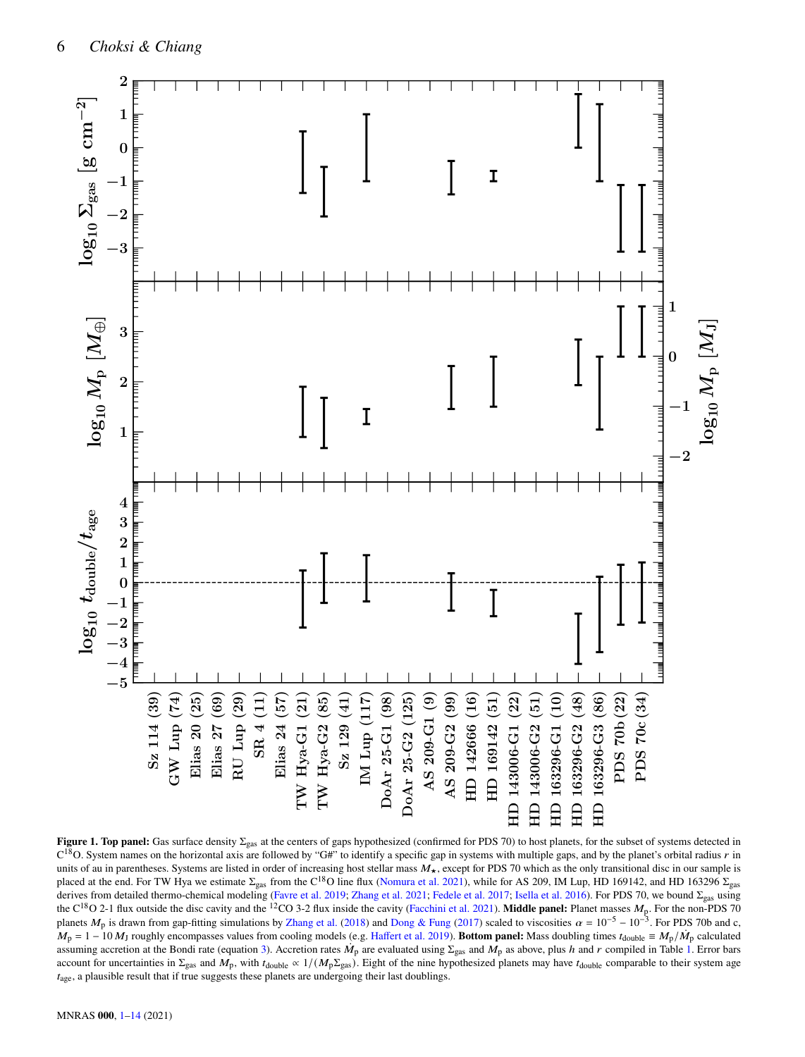**Figure 1. Top panel:** Gas surface density $\Sigma_{\rm gas}$ at the centers of gaps hypothesized (confirmed for PDS 70) to host planets, for the subset of systems detected in $C^{18}O$. System names on the horizontal axis are followed by "G#" to identify a specific gap in systems with multiple gaps, and by the planet's orbital radius $r$ in units of au in parentheses. Systems are listed in order of increasing host stellar mass $M_\star$, except for PDS 70 which as the only transitional disc in our sample is placed at the end. For TW Hya we estimate $\Sigma_{\rm gas}$ from the $C^{18}O$ line flux (Nomura et al. 2021), while for AS 209, IM Lup, HD 169142, and HD 163296 $\Sigma_{\rm gas}$ derives from detailed thermo-chemical modeling (Favre et al. 2019; Zhang et al. 2021; Fedele et al. 2017; Isella et al. 2016). For PDS 70, we bound $\Sigma_{\rm gas}$ using the $C^{18}O$ 2-1 flux outside the disc cavity and the $^{12}CO$ 3-2 flux inside the cavity (Facchini et al. 2021). **Middle panel:** Planet masses $M_{\rm p}$. For the non-PDS 70 planets $M_{\rm p}$ is drawn from gap-fitting simulations by Zhang et al. (2018) and Dong & Fung (2017) scaled to viscosities $\alpha = 10^{-5} - 10^{-3}$. For PDS 70b and c, $M_{\rm p} = 1 - 10\,M_{\rm J}$ roughly encompasses values from cooling models (e.g. Haffert et al. 2019). **Bottom panel:** Mass doubling times $t_{\rm double} \equiv M_{\rm p}/\dot{M}_{\rm p}$ calculated assuming accretion at the Bondi rate (equation 3). Accretion rates $\dot{M}_{\rm p}$ are evaluated using $\Sigma_{\rm gas}$ and $M_{\rm p}$ as above, plus $h$ and $r$ compiled in Table 1. Error bars account for uncertainties in $\Sigma_{\rm gas}$ and $M_{\rm p}$, with $t_{\rm double} \propto 1/(M_{\rm p}\Sigma_{\rm gas})$. Eight of the nine hypothesized planets may have $t_{\rm double}$ comparable to their system age $t_{\rm age}$, a plausible result that if true suggests these planets are undergoing their last doublings.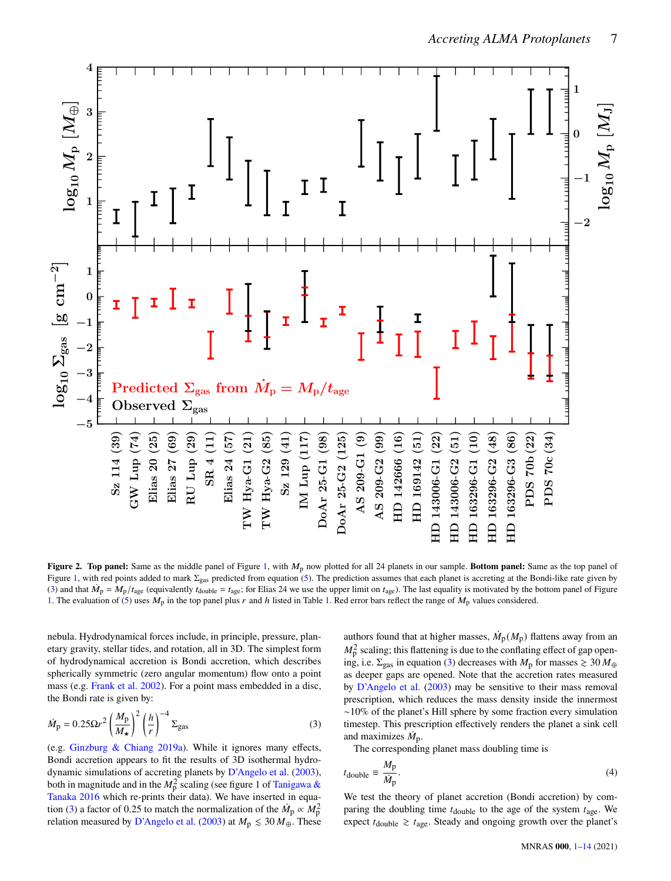**Figure 2. Top panel:** Same as the middle panel of Figure 1, with $M_p$ now plotted for all 24 planets in our sample. **Bottom panel:** Same as the top panel of Figure 1, with red points added to mark $\Sigma_{gas}$ predicted from equation (5). The prediction assumes that each planet is accreting at the Bondi-like rate given by (3) and that $\dot{M}_p = M_p/t_{age}$ (equivalently $t_{double} = t_{age}$; for Elias 24 we use the upper limit on $t_{age}$). The last equality is motivated by the bottom panel of Figure 1. The evaluation of (5) uses $M_p$ in the top panel plus $r$ and $h$ listed in Table 1. Red error bars reflect the range of $M_p$ values considered.

nebula. Hydrodynamical forces include, in principle, pressure, planetary gravity, stellar tides, and rotation, all in 3D. The simplest form of hydrodynamical accretion is Bondi accretion, which describes spherically symmetric (zero angular momentum) flow onto a point mass (e.g. Frank et al. 2002). For a point mass embedded in a disc, the Bondi rate is given by:

$$\dot{M}_p = 0.25\Omega r^2 \left(\frac{M_p}{M_\star}\right)^2 \left(\frac{h}{r}\right)^{-4} \Sigma_{gas} \tag{3}$$

(e.g. Ginzburg & Chiang 2019a). While it ignores many effects, Bondi accretion appears to fit the results of 3D isothermal hydrodynamic simulations of accreting planets by D'Angelo et al. (2003), both in magnitude and in the $M_p^2$ scaling (see figure 1 of Tanigawa & Tanaka 2016 which re-prints their data). We have inserted in equation (3) a factor of 0.25 to match the normalization of the $\dot{M}_p \propto M_p^2$ relation measured by D'Angelo et al. (2003) at $M_p \lesssim 30\,M_\oplus$. These authors found that at higher masses, $\dot{M}_p(M_p)$ flattens away from an $M_p^2$ scaling; this flattening is due to the conflating effect of gap opening, i.e. $\Sigma_{gas}$ in equation (3) decreases with $M_p$ for masses $\gtrsim 30\,M_\oplus$ as deeper gaps are opened. Note that the accretion rates measured by D'Angelo et al. (2003) may be sensitive to their mass removal prescription, which reduces the mass density inside the innermost ~10% of the planet's Hill sphere by some fraction every simulation timestep. This prescription effectively renders the planet a sink cell and maximizes $\dot{M}_p$.

The corresponding planet mass doubling time is

$$t_{double} \equiv \frac{M_p}{\dot{M}_p}. \tag{4}$$

We test the theory of planet accretion (Bondi accretion) by comparing the doubling time $t_{double}$ to the age of the system $t_{age}$. We expect $t_{double} \gtrsim t_{age}$. Steady and ongoing growth over the planet's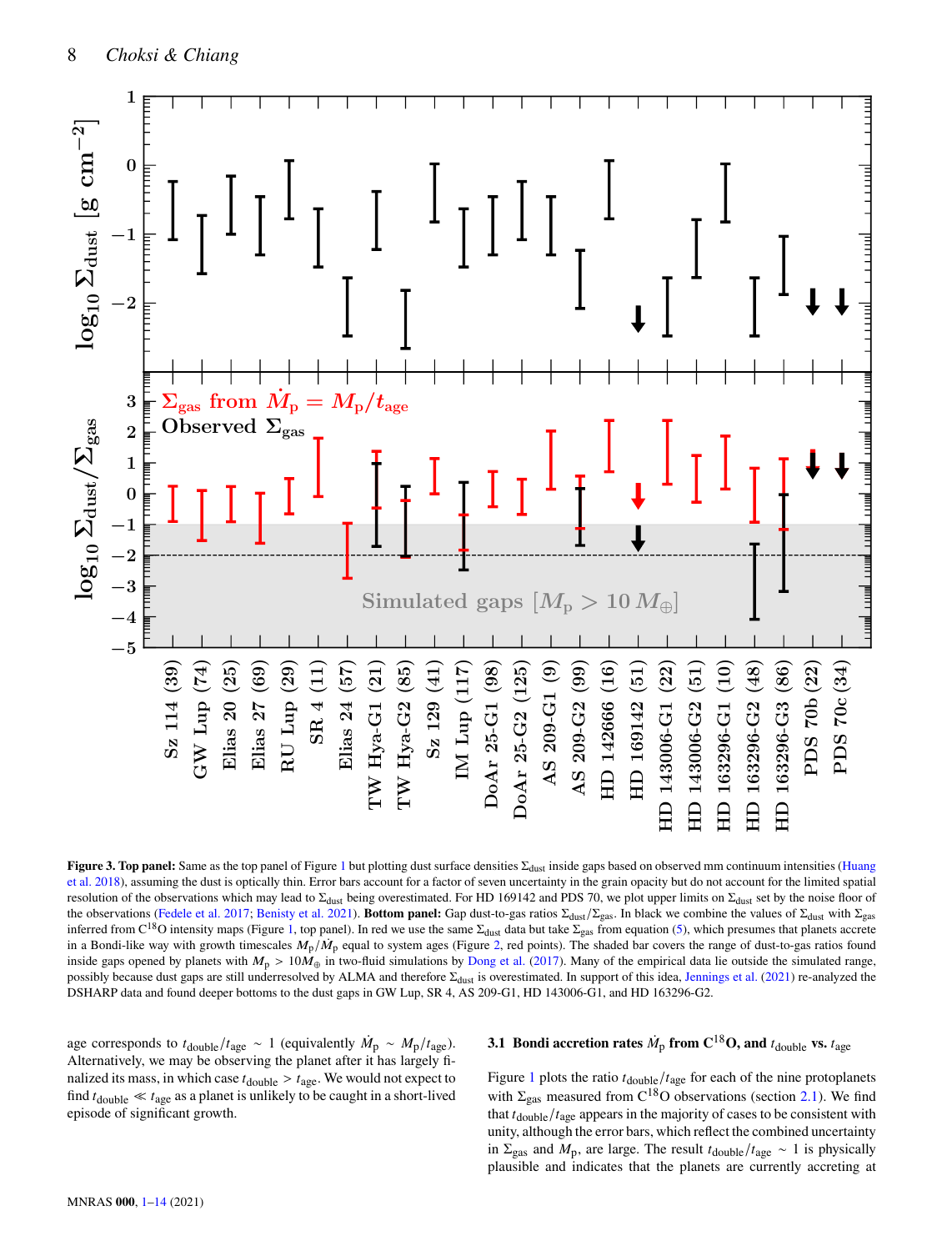**Figure 3. Top panel:** Same as the top panel of Figure 1 but plotting dust surface densities $\Sigma_{\rm dust}$ inside gaps based on observed mm continuum intensities (Huang et al. 2018), assuming the dust is optically thin. Error bars account for a factor of seven uncertainty in the grain opacity but do not account for the limited spatial resolution of the observations which may lead to $\Sigma_{\rm dust}$ being overestimated. For HD 169142 and PDS 70, we plot upper limits on $\Sigma_{\rm dust}$ set by the noise floor of the observations (Fedele et al. 2017; Benisty et al. 2021). **Bottom panel:** Gap dust-to-gas ratios $\Sigma_{\rm dust}/\Sigma_{\rm gas}$. In black we combine the values of $\Sigma_{\rm dust}$ with $\Sigma_{\rm gas}$ inferred from $C^{18}O$ intensity maps (Figure 1, top panel). In red we use the same $\Sigma_{\rm dust}$ data but take $\Sigma_{\rm gas}$ from equation (5), which presumes that planets accrete in a Bondi-like way with growth timescales $M_{\rm p}/\dot{M}_{\rm p}$ equal to system ages (Figure 2, red points). The shaded bar covers the range of dust-to-gas ratios found inside gaps opened by planets with $M_{\rm p} > 10 M_\oplus$ in two-fluid simulations by Dong et al. (2017). Many of the empirical data lie outside the simulated range, possibly because dust gaps are still underresolved by ALMA and therefore $\Sigma_{\rm dust}$ is overestimated. In support of this idea, Jennings et al. (2021) re-analyzed the DSHARP data and found deeper bottoms to the dust gaps in GW Lup, SR 4, AS 209-G1, HD 143006-G1, and HD 163296-G2.

age corresponds to $t_{\rm double}/t_{\rm age} \sim 1$ (equivalently $\dot{M}_{\rm p} \sim M_{\rm p}/t_{\rm age}$). Alternatively, we may be observing the planet after it has largely finalized its mass, in which case $t_{\rm double} > t_{\rm age}$. We would not expect to find $t_{\rm double} \ll t_{\rm age}$ as a planet is unlikely to be caught in a short-lived episode of significant growth.

### 3.1 Bondi accretion rates $\dot{M}_{\rm p}$ from $C^{18}O$, and $t_{\rm double}$ vs. $t_{\rm age}$

Figure 1 plots the ratio $t_{\rm double}/t_{\rm age}$ for each of the nine protoplanets with $\Sigma_{\rm gas}$ measured from $C^{18}O$ observations (section 2.1). We find that $t_{\rm double}/t_{\rm age}$ appears in the majority of cases to be consistent with unity, although the error bars, which reflect the combined uncertainty in $\Sigma_{\rm gas}$ and $M_{\rm p}$, are large. The result $t_{\rm double}/t_{\rm age} \sim 1$ is physically plausible and indicates that the planets are currently accreting at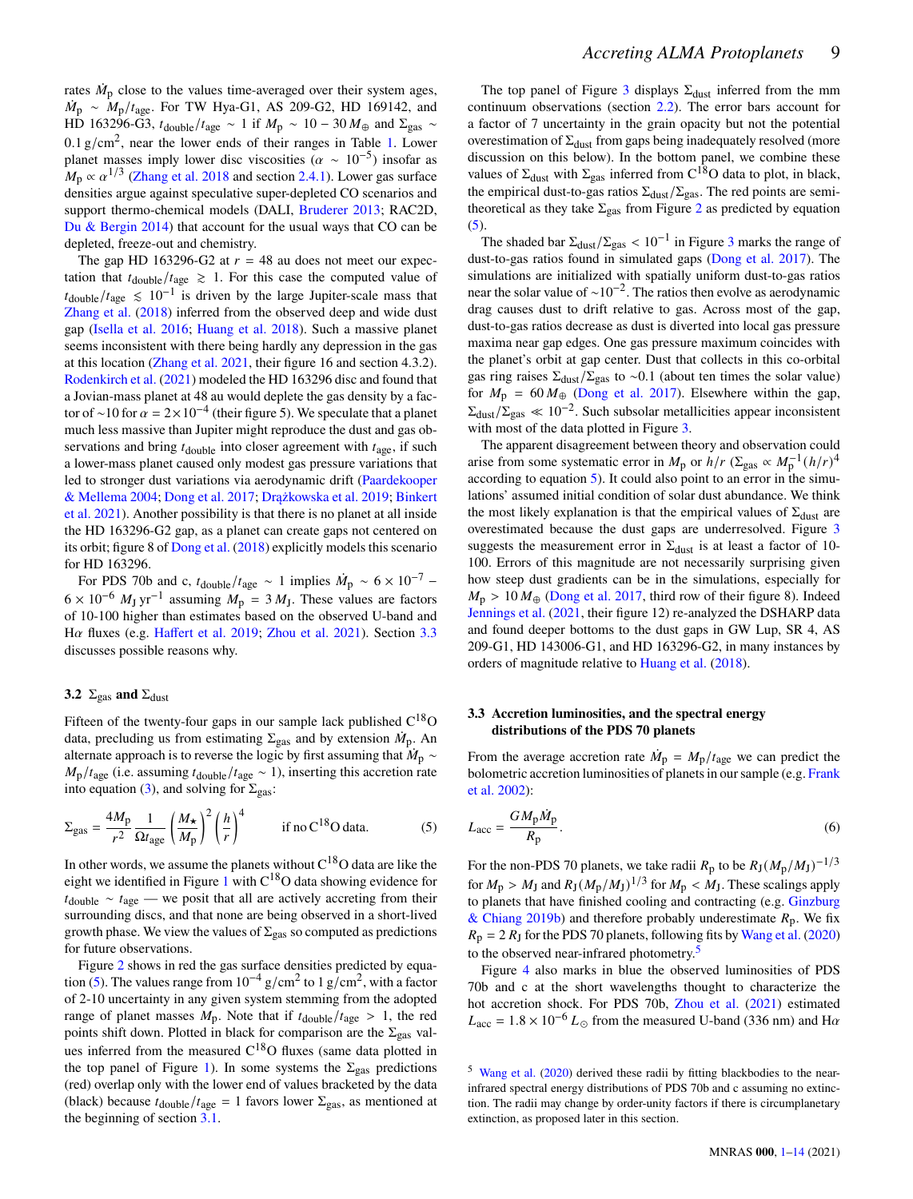rates $\dot{M}_p$ close to the values time-averaged over their system ages, $\dot{M}_p \sim M_p/t_{age}$. For TW Hya-G1, AS 209-G2, HD 169142, and HD 163296-G3, $t_{double}/t_{age} \sim 1$ if $M_p \sim 10-30\,M_\oplus$ and $\Sigma_{gas} \sim 0.1\,\mathrm{g/cm^2}$, near the lower ends of their ranges in Table 1. Lower planet masses imply lower disc viscosities ($\alpha \sim 10^{-5}$) insofar as $M_p \propto \alpha^{1/3}$ (Zhang et al. 2018 and section 2.4.1). Lower gas surface densities argue against speculative super-depleted CO scenarios and support thermo-chemical models (DALI, Bruderer 2013; RAC2D, Du & Bergin 2014) that account for the usual ways that CO can be depleted, freeze-out and chemistry.

The gap HD 163296-G2 at $r = 48$ au does not meet our expectation that $t_{double}/t_{age} \gtrsim 1$. For this case the computed value of $t_{double}/t_{age} \lesssim 10^{-1}$ is driven by the large Jupiter-scale mass that Zhang et al. (2018) inferred from the observed deep and wide dust gap (Isella et al. 2016; Huang et al. 2018). Such a massive planet seems inconsistent with there being hardly any depression in the gas at this location (Zhang et al. 2021, their figure 16 and section 4.3.2). Rodenkirch et al. (2021) modeled the HD 163296 disc and found that a Jovian-mass planet at 48 au would deplete the gas density by a factor of ~10 for $\alpha = 2\times10^{-4}$ (their figure 5). We speculate that a planet much less massive than Jupiter might reproduce the dust and gas observations and bring $t_{double}$ into closer agreement with $t_{age}$, if such a lower-mass planet caused only modest gas pressure variations that led to stronger dust variations via aerodynamic drift (Paardekooper & Mellema 2004; Dong et al. 2017; Drążkowska et al. 2019; Binkert et al. 2021). Another possibility is that there is no planet at all inside the HD 163296-G2 gap, as a planet can create gaps not centered on its orbit; figure 8 of Dong et al. (2018) explicitly models this scenario for HD 163296.

For PDS 70b and c, $t_{double}/t_{age} \sim 1$ implies $\dot{M}_p \sim 6\times10^{-7} - 6\times10^{-6}\,M_J\,\mathrm{yr^{-1}}$ assuming $M_p = 3\,M_J$. These values are factors of 10-100 higher than estimates based on the observed U-band and Hα fluxes (e.g. Haffert et al. 2019; Zhou et al. 2021). Section 3.3 discusses possible reasons why.

### 3.2 $\Sigma_{gas}$ and $\Sigma_{dust}$

Fifteen of the twenty-four gaps in our sample lack published $C^{18}O$ data, precluding us from estimating $\Sigma_{gas}$ and by extension $\dot{M}_p$. An alternate approach is to reverse the logic by first assuming that $\dot{M}_p \sim M_p/t_{age}$ (i.e. assuming $t_{double}/t_{age} \sim 1$), inserting this accretion rate into equation (3), and solving for $\Sigma_{gas}$:

$$\Sigma_{gas} = \frac{4M_p}{r^2}\frac{1}{\Omega t_{age}}\left(\frac{M_\star}{M_p}\right)^2\left(\frac{h}{r}\right)^4 \qquad \text{if no } C^{18}O \text{ data.} \tag{5}$$

In other words, we assume the planets without $C^{18}O$ data are like the eight we identified in Figure 1 with $C^{18}O$ data showing evidence for $t_{double} \sim t_{age}$ — we posit that all are actively accreting from their surrounding discs, and that none are being observed in a short-lived growth phase. We view the values of $\Sigma_{gas}$ so computed as predictions for future observations.

Figure 2 shows in red the gas surface densities predicted by equation (5). The values range from $10^{-4}\,\mathrm{g/cm^2}$ to $1\,\mathrm{g/cm^2}$, with a factor of 2-10 uncertainty in any given system stemming from the adopted range of planet masses $M_p$. Note that if $t_{double}/t_{age} > 1$, the red points shift down. Plotted in black for comparison are the $\Sigma_{gas}$ values inferred from the measured $C^{18}O$ fluxes (same data plotted in the top panel of Figure 1). In some systems the $\Sigma_{gas}$ predictions (red) overlap only with the lower end of values bracketed by the data (black) because $t_{double}/t_{age} = 1$ favors lower $\Sigma_{gas}$, as mentioned at the beginning of section 3.1.

The top panel of Figure 3 displays $\Sigma_{dust}$ inferred from the mm continuum observations (section 2.2). The error bars account for a factor of 7 uncertainty in the grain opacity but not the potential overestimation of $\Sigma_{dust}$ from gaps being inadequately resolved (more discussion on this below). In the bottom panel, we combine these values of $\Sigma_{dust}$ with $\Sigma_{gas}$ inferred from $C^{18}O$ data to plot, in black, the empirical dust-to-gas ratios $\Sigma_{dust}/\Sigma_{gas}$. The red points are semi-theoretical as they take $\Sigma_{gas}$ from Figure 2 as predicted by equation (5).

The shaded bar $\Sigma_{dust}/\Sigma_{gas} < 10^{-1}$ in Figure 3 marks the range of dust-to-gas ratios found in simulated gaps (Dong et al. 2017). The simulations are initialized with spatially uniform dust-to-gas ratios near the solar value of $\sim10^{-2}$. The ratios then evolve as aerodynamic drag causes dust to drift relative to gas. Across most of the gap, dust-to-gas ratios decrease as dust is diverted into local gas pressure maxima near gap edges. One gas pressure maximum coincides with the planet's orbit at gap center. Dust that collects in this co-orbital gas ring raises $\Sigma_{dust}/\Sigma_{gas}$ to ~0.1 (about ten times the solar value) for $M_p = 60\,M_\oplus$ (Dong et al. 2017). Elsewhere within the gap, $\Sigma_{dust}/\Sigma_{gas} \ll 10^{-2}$. Such subsolar metallicities appear inconsistent with most of the data plotted in Figure 3.

The apparent disagreement between theory and observation could arise from some systematic error in $M_p$ or $h/r$ ($\Sigma_{gas} \propto M_p^{-1}(h/r)^4$ according to equation 5). It could also point to an error in the simulations' assumed initial condition of solar dust abundance. We think the most likely explanation is that the empirical values of $\Sigma_{dust}$ are overestimated because the dust gaps are underresolved. Figure 3 suggests the measurement error in $\Sigma_{dust}$ is at least a factor of 10-100. Errors of this magnitude are not necessarily surprising given how steep dust gradients can be in the simulations, especially for $M_p > 10\,M_\oplus$ (Dong et al. 2017, third row of their figure 8). Indeed Jennings et al. (2021, their figure 12) re-analyzed the DSHARP data and found deeper bottoms to the dust gaps in GW Lup, SR 4, AS 209-G1, HD 143006-G1, and HD 163296-G2, in many instances by orders of magnitude relative to Huang et al. (2018).

### 3.3 Accretion luminosities, and the spectral energy distributions of the PDS 70 planets

From the average accretion rate $\dot{M}_p = M_p/t_{age}$ we can predict the bolometric accretion luminosities of planets in our sample (e.g. Frank et al. 2002):

$$L_{acc} = \frac{GM_p\dot{M}_p}{R_p}. \tag{6}$$

For the non-PDS 70 planets, we take radii $R_p$ to be $R_J(M_p/M_J)^{-1/3}$ for $M_p > M_J$ and $R_J(M_p/M_J)^{1/3}$ for $M_p < M_J$. These scalings apply to planets that have finished cooling and contracting (e.g. Ginzburg & Chiang 2019b) and therefore probably underestimate $R_p$. We fix $R_p = 2\,R_J$ for the PDS 70 planets, following fits by Wang et al. (2020) to the observed near-infrared photometry.[5]

Figure 4 also marks in blue the observed luminosities of PDS 70b and c at the short wavelengths thought to characterize the hot accretion shock. For PDS 70b, Zhou et al. (2021) estimated $L_{acc} = 1.8\times10^{-6}\,L_\odot$ from the measured U-band (336 nm) and Hα

[5] Wang et al. (2020) derived these radii by fitting blackbodies to the near-infrared spectral energy distributions of PDS 70b and c assuming no extinction. The radii may change by order-unity factors if there is circumplanetary extinction, as proposed later in this section.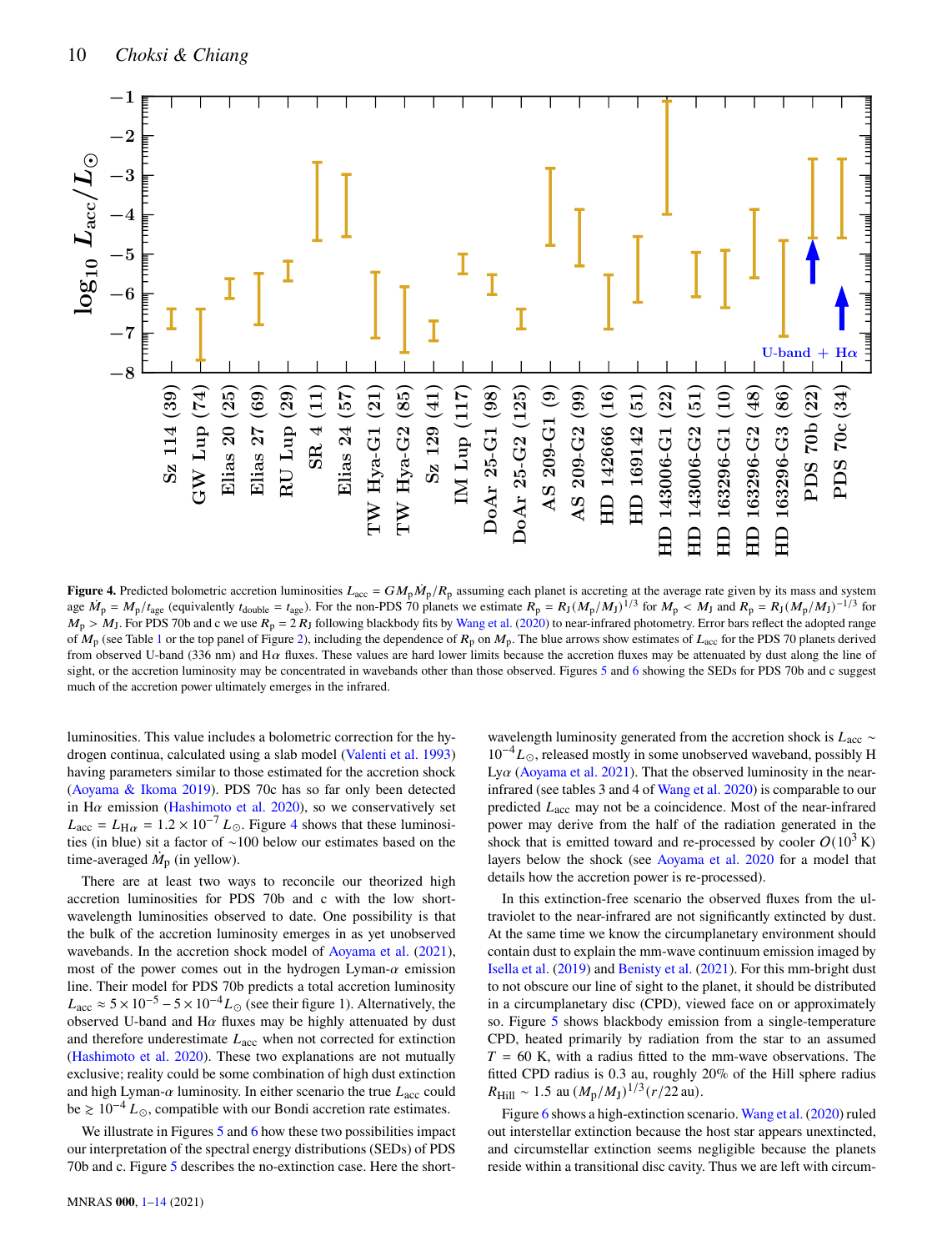**Figure 4.** Predicted bolometric accretion luminosities $L_{\rm acc} = GM_{\rm p}\dot{M}_{\rm p}/R_{\rm p}$ assuming each planet is accreting at the average rate given by its mass and system age $\dot{M}_{\rm p} = M_{\rm p}/t_{\rm age}$ (equivalently $t_{\rm double} = t_{\rm age}$). For the non-PDS 70 planets we estimate $R_{\rm p} = R_{\rm J}(M_{\rm p}/M_{\rm J})^{1/3}$ for $M_{\rm p} < M_{\rm J}$ and $R_{\rm p} = R_{\rm J}(M_{\rm p}/M_{\rm J})^{-1/3}$ for $M_{\rm p} > M_{\rm J}$. For PDS 70b and c we use $R_{\rm p} = 2\,R_{\rm J}$ following blackbody fits by Wang et al. (2020) to near-infrared photometry. Error bars reflect the adopted range of $M_{\rm p}$ (see Table 1 or the top panel of Figure 2), including the dependence of $R_{\rm p}$ on $M_{\rm p}$. The blue arrows show estimates of $L_{\rm acc}$ for the PDS 70 planets derived from observed U-band (336 nm) and H$\alpha$ fluxes. These values are hard lower limits because the accretion fluxes may be attenuated by dust along the line of sight, or the accretion luminosity may be concentrated in wavebands other than those observed. Figures 5 and 6 showing the SEDs for PDS 70b and c suggest much of the accretion power ultimately emerges in the infrared.

luminosities. This value includes a bolometric correction for the hydrogen continua, calculated using a slab model (Valenti et al. 1993) having parameters similar to those estimated for the accretion shock (Aoyama & Ikoma 2019). PDS 70c has so far only been detected in H$\alpha$ emission (Hashimoto et al. 2020), so we conservatively set $L_{\rm acc} = L_{\rm H\alpha} = 1.2 \times 10^{-7}\,L_\odot$. Figure 4 shows that these luminosities (in blue) sit a factor of ~100 below our estimates based on the time-averaged $\dot{M}_{\rm p}$ (in yellow).

There are at least two ways to reconcile our theorized high accretion luminosities for PDS 70b and c with the low short-wavelength luminosities observed to date. One possibility is that the bulk of the accretion luminosity emerges in as yet unobserved wavebands. In the accretion shock model of Aoyama et al. (2021), most of the power comes out in the hydrogen Lyman-$\alpha$ emission line. Their model for PDS 70b predicts a total accretion luminosity $L_{\rm acc} \approx 5\times10^{-5} - 5\times10^{-4} L_\odot$ (see their figure 1). Alternatively, the observed U-band and H$\alpha$ fluxes may be highly attenuated by dust and therefore underestimate $L_{\rm acc}$ when not corrected for extinction (Hashimoto et al. 2020). These two explanations are not mutually exclusive; reality could be some combination of high dust extinction and high Lyman-$\alpha$ luminosity. In either scenario the true $L_{\rm acc}$ could be $\gtrsim 10^{-4}\,L_\odot$, compatible with our Bondi accretion rate estimates.

We illustrate in Figures 5 and 6 how these two possibilities impact our interpretation of the spectral energy distributions (SEDs) of PDS 70b and c. Figure 5 describes the no-extinction case. Here the short-wavelength luminosity generated from the accretion shock is $L_{\rm acc} \sim 10^{-4} L_\odot$, released mostly in some unobserved waveband, possibly H Ly$\alpha$ (Aoyama et al. 2021). That the observed luminosity in the near-infrared (see tables 3 and 4 of Wang et al. 2020) is comparable to our predicted $L_{\rm acc}$ may not be a coincidence. Most of the near-infrared power may derive from the half of the radiation generated in the shock that is emitted toward and re-processed by cooler $O(10^3\,{\rm K})$ layers below the shock (see Aoyama et al. 2020 for a model that details how the accretion power is re-processed).

In this extinction-free scenario the observed fluxes from the ultraviolet to the near-infrared are not significantly extincted by dust. At the same time we know the circumplanetary environment should contain dust to explain the mm-wave continuum emission imaged by Isella et al. (2019) and Benisty et al. (2021). For this mm-bright dust to not obscure our line of sight to the planet, it should be distributed in a circumplanetary disc (CPD), viewed face on or approximately so. Figure 5 shows blackbody emission from a single-temperature CPD, heated primarily by radiation from the star to an assumed $T = 60$ K, with a radius fitted to the mm-wave observations. The fitted CPD radius is 0.3 au, roughly 20% of the Hill sphere radius $R_{\rm Hill} \sim 1.5\,{\rm au}\,(M_{\rm p}/M_{\rm J})^{1/3}(r/22\,{\rm au})$.

Figure 6 shows a high-extinction scenario. Wang et al. (2020) ruled out interstellar extinction because the host star appears unextincted, and circumstellar extinction seems negligible because the planets reside within a transitional disc cavity. Thus we are left with circum-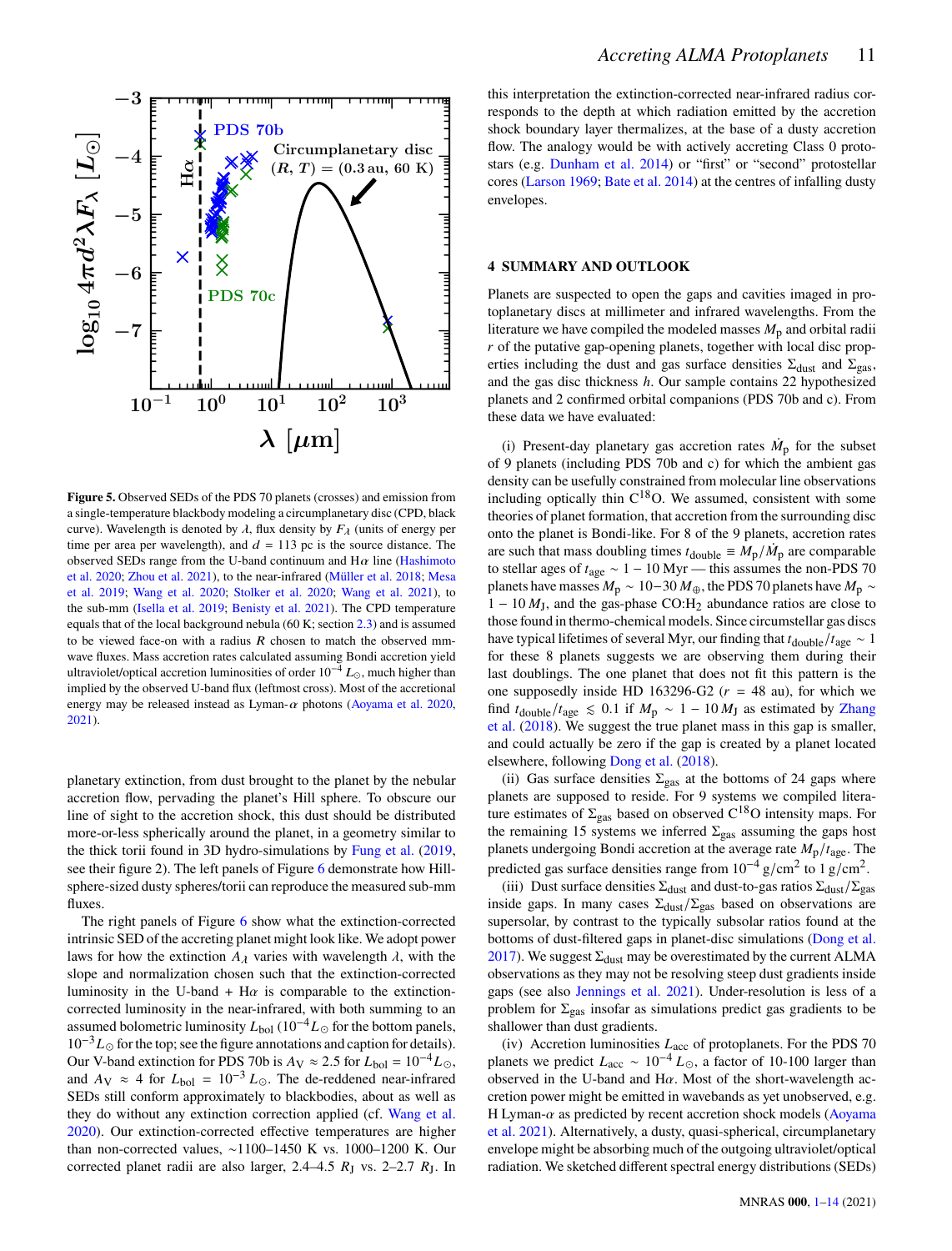Figure 5. Observed SEDs of the PDS 70 planets (crosses) and emission from a single-temperature blackbody modeling a circumplanetary disc (CPD, black curve). Wavelength is denoted by $\lambda$, flux density by $F_\lambda$ (units of energy per time per area per wavelength), and $d = 113$ pc is the source distance. The observed SEDs range from the U-band continuum and H$\alpha$ line (Hashimoto et al. 2020; Zhou et al. 2021), to the near-infrared (Müller et al. 2018; Mesa et al. 2019; Wang et al. 2020; Stolker et al. 2020; Wang et al. 2021), to the sub-mm (Isella et al. 2019; Benisty et al. 2021). The CPD temperature equals that of the local background nebula (60 K; section 2.3) and is assumed to be viewed face-on with a radius $R$ chosen to match the observed mm-wave fluxes. Mass accretion rates calculated assuming Bondi accretion yield ultraviolet/optical accretion luminosities of order $10^{-4}\,L_\odot$, much higher than implied by the observed U-band flux (leftmost cross). Most of the accretional energy may be released instead as Lyman-$\alpha$ photons (Aoyama et al. 2020, 2021).

planetary extinction, from dust brought to the planet by the nebular accretion flow, pervading the planet's Hill sphere. To obscure our line of sight to the accretion shock, this dust should be distributed more-or-less spherically around the planet, in a geometry similar to the thick torii found in 3D hydro-simulations by Fung et al. (2019, see their figure 2). The left panels of Figure 6 demonstrate how Hill-sphere-sized dusty spheres/torii can reproduce the measured sub-mm fluxes.

The right panels of Figure 6 show what the extinction-corrected intrinsic SED of the accreting planet might look like. We adopt power laws for how the extinction $A_\lambda$ varies with wavelength $\lambda$, with the slope and normalization chosen such that the extinction-corrected luminosity in the U-band + H$\alpha$ is comparable to the extinction-corrected luminosity in the near-infrared, with both summing to an assumed bolometric luminosity $L_{\rm bol}$ ($10^{-4} L_\odot$ for the bottom panels, $10^{-3} L_\odot$ for the top; see the figure annotations and caption for details). Our V-band extinction for PDS 70b is $A_{\rm V} \approx 2.5$ for $L_{\rm bol} = 10^{-4} L_\odot$, and $A_{\rm V} \approx 4$ for $L_{\rm bol} = 10^{-3} L_\odot$. The de-reddened near-infrared SEDs still conform approximately to blackbodies, about as well as they do without any extinction correction applied (cf. Wang et al. 2020). Our extinction-corrected effective temperatures are higher than non-corrected values, ~1100–1450 K vs. 1000–1200 K. Our corrected planet radii are also larger, 2.4–4.5 $R_{\rm J}$ vs. 2–2.7 $R_{\rm J}$. In this interpretation the extinction-corrected near-infrared radius corresponds to the depth at which radiation emitted by the accretion shock boundary layer thermalizes, at the base of a dusty accretion flow. The analogy would be with actively accreting Class 0 protostars (e.g. Dunham et al. 2014) or "first" or "second" protostellar cores (Larson 1969; Bate et al. 2014) at the centres of infalling dusty envelopes.

## 4 SUMMARY AND OUTLOOK

Planets are suspected to open the gaps and cavities imaged in protoplanetary discs at millimeter and infrared wavelengths. From the literature we have compiled the modeled masses $M_{\rm p}$ and orbital radii $r$ of the putative gap-opening planets, together with local disc properties including the dust and gas surface densities $\Sigma_{\rm dust}$ and $\Sigma_{\rm gas}$, and the gas disc thickness $h$. Our sample contains 22 hypothesized planets and 2 confirmed orbital companions (PDS 70b and c). From these data we have evaluated:

(i) Present-day planetary gas accretion rates $\dot{M}_{\rm p}$ for the subset of 9 planets (including PDS 70b and c) for which the ambient gas density can be usefully constrained from molecular line observations including optically thin $C^{18}O$. We assumed, consistent with some theories of planet formation, that accretion from the surrounding disc onto the planet is Bondi-like. For 8 of the 9 planets, accretion rates are such that mass doubling times $t_{\rm double} \equiv M_{\rm p}/\dot{M}_{\rm p}$ are comparable to stellar ages of $t_{\rm age} \sim 1-10$ Myr — this assumes the non-PDS 70 planets have masses $M_{\rm p} \sim 10{-}30\,M_\oplus$, the PDS 70 planets have $M_{\rm p} \sim 1-10\,M_{\rm J}$, and the gas-phase CO:$H_2$ abundance ratios are close to those found in thermo-chemical models. Since circumstellar gas discs have typical lifetimes of several Myr, our finding that $t_{\rm double}/t_{\rm age} \sim 1$ for these 8 planets suggests we are observing them during their last doublings. The one planet that does not fit this pattern is the one supposedly inside HD 163296-G2 ($r = 48$ au), for which we find $t_{\rm double}/t_{\rm age} \lesssim 0.1$ if $M_{\rm p} \sim 1-10\,M_{\rm J}$ as estimated by Zhang et al. (2018). We suggest the true planet mass in this gap is smaller, and could actually be zero if the gap is created by a planet located elsewhere, following Dong et al. (2018).

(ii) Gas surface densities $\Sigma_{\rm gas}$ at the bottoms of 24 gaps where planets are supposed to reside. For 9 systems we compiled literature estimates of $\Sigma_{\rm gas}$ based on observed $C^{18}O$ intensity maps. For the remaining 15 systems we inferred $\Sigma_{\rm gas}$ assuming the gaps host planets undergoing Bondi accretion at the average rate $M_{\rm p}/t_{\rm age}$. The predicted gas surface densities range from $10^{-4}$ g/cm$^2$ to 1 g/cm$^2$.

(iii) Dust surface densities $\Sigma_{\rm dust}$ and dust-to-gas ratios $\Sigma_{\rm dust}/\Sigma_{\rm gas}$ inside gaps. In many cases $\Sigma_{\rm dust}/\Sigma_{\rm gas}$ based on observations are supersolar, by contrast to the typically subsolar ratios found at the bottoms of dust-filtered gaps in planet-disc simulations (Dong et al. 2017). We suggest $\Sigma_{\rm dust}$ may be overestimated by the current ALMA observations as they may not be resolving steep dust gradients inside gaps (see also Jennings et al. 2021). Under-resolution is less of a problem for $\Sigma_{\rm gas}$ insofar as simulations predict gas gradients to be shallower than dust gradients.

(iv) Accretion luminosities $L_{\rm acc}$ of protoplanets. For the PDS 70 planets we predict $L_{\rm acc} \sim 10^{-4}\,L_\odot$, a factor of 10-100 larger than observed in the U-band and H$\alpha$. Most of the short-wavelength accretion power might be emitted in wavebands as yet unobserved, e.g. H Lyman-$\alpha$ as predicted by recent accretion shock models (Aoyama et al. 2021). Alternatively, a dusty, quasi-spherical, circumplanetary envelope might be absorbing much of the outgoing ultraviolet/optical radiation. We sketched different spectral energy distributions (SEDs)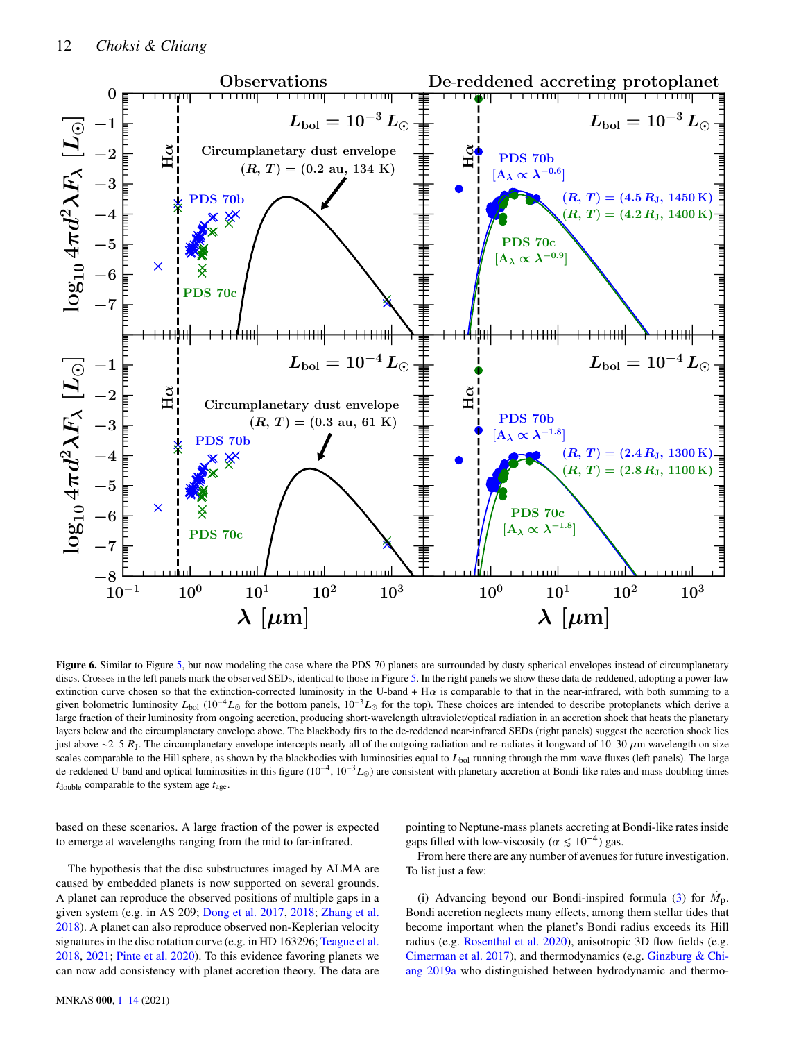**Figure 6.** Similar to Figure 5, but now modeling the case where the PDS 70 planets are surrounded by dusty spherical envelopes instead of circumplanetary discs. Crosses in the left panels mark the observed SEDs, identical to those in Figure 5. In the right panels we show these data de-reddened, adopting a power-law extinction curve chosen so that the extinction-corrected luminosity in the U-band + Hα is comparable to that in the near-infrared, with both summing to a given bolometric luminosity $L_{\rm bol}$ ($10^{-4} L_\odot$ for the bottom panels, $10^{-3} L_\odot$ for the top). These choices are intended to describe protoplanets which derive a large fraction of their luminosity from ongoing accretion, producing short-wavelength ultraviolet/optical radiation in an accretion shock that heats the planetary layers below and the circumplanetary envelope above. The blackbody fits to the de-reddened near-infrared SEDs (right panels) suggest the accretion shock lies just above ~2–5 $R_{\rm J}$. The circumplanetary envelope intercepts nearly all of the outgoing radiation and re-radiates it longward of 10–30 μm wavelength on size scales comparable to the Hill sphere, as shown by the blackbodies with luminosities equal to $L_{\rm bol}$ running through the mm-wave fluxes (left panels). The large de-reddened U-band and optical luminosities in this figure ($10^{-4}$, $10^{-3} L_\odot$) are consistent with planetary accretion at Bondi-like rates and mass doubling times $t_{\rm double}$ comparable to the system age $t_{\rm age}$.

based on these scenarios. A large fraction of the power is expected to emerge at wavelengths ranging from the mid to far-infrared.

The hypothesis that the disc substructures imaged by ALMA are caused by embedded planets is now supported on several grounds. A planet can reproduce the observed positions of multiple gaps in a given system (e.g. in AS 209; Dong et al. 2017, 2018; Zhang et al. 2018). A planet can also reproduce observed non-Keplerian velocity signatures in the disc rotation curve (e.g. in HD 163296; Teague et al. 2018, 2021; Pinte et al. 2020). To this evidence favoring planets we can now add consistency with planet accretion theory. The data are pointing to Neptune-mass planets accreting at Bondi-like rates inside gaps filled with low-viscosity ($\alpha \lesssim 10^{-4}$) gas.

From here there are any number of avenues for future investigation. To list just a few:

(i) Advancing beyond our Bondi-inspired formula (3) for $\dot{M}_{\rm p}$. Bondi accretion neglects many effects, among them stellar tides that become important when the planet's Bondi radius exceeds its Hill radius (e.g. Rosenthal et al. 2020), anisotropic 3D flow fields (e.g. Cimerman et al. 2017), and thermodynamics (e.g. Ginzburg & Chiang 2019a who distinguished between hydrodynamic and thermo-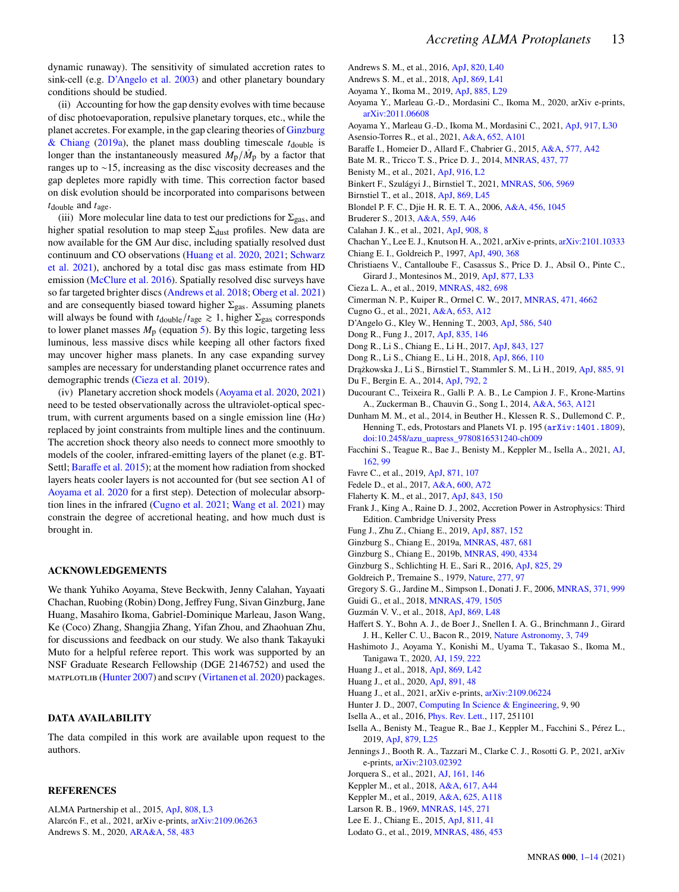dynamic runaway). The sensitivity of simulated accretion rates to sink-cell (e.g. D'Angelo et al. 2003) and other planetary boundary conditions should be studied.

(ii) Accounting for how the gap density evolves with time because of disc photoevaporation, repulsive planetary torques, etc., while the planet accretes. For example, in the gap clearing theories of Ginzburg & Chiang (2019a), the planet mass doubling timescale $t_{\rm double}$ is longer than the instantaneously measured $M_{\rm p}/\dot{M}_{\rm p}$ by a factor that ranges up to $\sim$15, increasing as the disc viscosity decreases and the gap depletes more rapidly with time. This correction factor based on disk evolution should be incorporated into comparisons between $t_{\rm double}$ and $t_{\rm age}$.

(iii) More molecular line data to test our predictions for $\Sigma_{\rm gas}$, and higher spatial resolution to map steep $\Sigma_{\rm dust}$ profiles. New data are now available for the GM Aur disc, including spatially resolved dust continuum and CO observations (Huang et al. 2020, 2021; Schwarz et al. 2021), anchored by a total disc gas mass estimate from HD emission (McClure et al. 2016). Spatially resolved disc surveys have so far targeted brighter discs (Andrews et al. 2018; Oberg et al. 2021) and are consequently biased toward higher $\Sigma_{\rm gas}$. Assuming planets will always be found with $t_{\rm double}/t_{\rm age} \gtrsim 1$, higher $\Sigma_{\rm gas}$ corresponds to lower planet masses $M_{\rm p}$ (equation 5). By this logic, targeting less luminous, less massive discs while keeping all other factors fixed may uncover higher mass planets. In any case expanding survey samples are necessary for understanding planet occurrence rates and demographic trends (Cieza et al. 2019).

(iv) Planetary accretion shock models (Aoyama et al. 2020, 2021) need to be tested observationally across the ultraviolet-optical spectrum, with current arguments based on a single emission line (H$\alpha$) replaced by joint constraints from multiple lines and the continuum. The accretion shock theory also needs to connect more smoothly to models of the cooler, infrared-emitting layers of the planet (e.g. BT-Settl; Baraffe et al. 2015); at the moment how radiation from shocked layers heats cooler layers is not accounted for (but see section A1 of Aoyama et al. 2020 for a first step). Detection of molecular absorption lines in the infrared (Cugno et al. 2021; Wang et al. 2021) may constrain the degree of accretional heating, and how much dust is brought in.

## ACKNOWLEDGEMENTS

We thank Yuhiko Aoyama, Steve Beckwith, Jenny Calahan, Yayaati Chachan, Ruobing (Robin) Dong, Jeffrey Fung, Sivan Ginzburg, Jane Huang, Masahiro Ikoma, Gabriel-Dominique Marleau, Jason Wang, Ke (Coco) Zhang, Shangjia Zhang, Yifan Zhou, and Zhaohuan Zhu, for discussions and feedback on our study. We also thank Takayuki Muto for a helpful referee report. This work was supported by an NSF Graduate Research Fellowship (DGE 2146752) and used the MATPLOTLIB (Hunter 2007) and SCIPY (Virtanen et al. 2020) packages.

## DATA AVAILABILITY

The data compiled in this work are available upon request to the authors.

## REFERENCES

ALMA Partnership et al., 2015, ApJ, 808, L3
Alarcón F., et al., 2021, arXiv e-prints, arXiv:2109.06263
Andrews S. M., 2020, ARA&A, 58, 483
Andrews S. M., et al., 2016, ApJ, 820, L40
Andrews S. M., et al., 2018, ApJ, 869, L41
Aoyama Y., Ikoma M., 2019, ApJ, 885, L29
Aoyama Y., Marleau G.-D., Mordasini C., Ikoma M., 2020, arXiv e-prints, arXiv:2011.06608
Aoyama Y., Marleau G.-D., Ikoma M., Mordasini C., 2021, ApJ, 917, L30
Asensio-Torres R., et al., 2021, A&A, 652, A101
Baraffe I., Homeier D., Allard F., Chabrier G., 2015, A&A, 577, A42
Bate M. R., Tricco T. S., Price D. J., 2014, MNRAS, 437, 77
Benisty M., et al., 2021, ApJ, 916, L2
Binkert F., Szulágyi J., Birnstiel T., 2021, MNRAS, 506, 5969
Birnstiel T., et al., 2018, ApJ, 869, L45
Blondel P. F. C., Djie H. R. E. T. A., 2006, A&A, 456, 1045
Bruderer S., 2013, A&A, 559, A46
Calahan J. K., et al., 2021, ApJ, 908, 8
Chachan Y., Lee E. J., Knutson H. A., 2021, arXiv e-prints, arXiv:2101.10333
Chiang E. I., Goldreich P., 1997, ApJ, 490, 368
Christiaens V., Cantalloube F., Casassus S., Price D. J., Absil O., Pinte C., Girard J., Montesinos M., 2019, ApJ, 877, L33
Cieza L. A., et al., 2019, MNRAS, 482, 698
Cimerman N. P., Kuiper R., Ormel C. W., 2017, MNRAS, 471, 4662
Cugno G., et al., 2021, A&A, 653, A12
D'Angelo G., Kley W., Henning T., 2003, ApJ, 586, 540
Dong R., Fung J., 2017, ApJ, 835, 146
Dong R., Li S., Chiang E., Li H., 2017, ApJ, 843, 127
Dong R., Li S., Chiang E., Li H., 2018, ApJ, 866, 110
Drążkowska J., Li S., Birnstiel T., Stammler S. M., Li H., 2019, ApJ, 885, 91
Du F., Bergin E. A., 2014, ApJ, 792, 2
Ducourant C., Teixeira R., Galli P. A. B., Le Campion J. F., Krone-Martins A., Zuckerman B., Chauvin G., Song I., 2014, A&A, 563, A121
Dunham M. M., et al., 2014, in Beuther H., Klessen R. S., Dullemond C. P., Henning T., eds, Protostars and Planets VI. p. 195 (arXiv:1401.1809), doi:10.2458/azu_uapress_9780816531240-ch009
Facchini S., Teague R., Bae J., Benisty M., Keppler M., Isella A., 2021, AJ, 162, 99
Favre C., et al., 2019, ApJ, 871, 107
Fedele D., et al., 2017, A&A, 600, A72
Flaherty K. M., et al., 2017, ApJ, 843, 150
Frank J., King A., Raine D. J., 2002, Accretion Power in Astrophysics: Third Edition. Cambridge University Press
Fung J., Zhu Z., Chiang E., 2019, ApJ, 887, 152
Ginzburg S., Chiang E., 2019a, MNRAS, 487, 681
Ginzburg S., Chiang E., 2019b, MNRAS, 490, 4334
Ginzburg S., Schlichting H. E., Sari R., 2016, ApJ, 825, 29
Goldreich P., Tremaine S., 1979, Nature, 277, 97
Gregory S. G., Jardine M., Simpson I., Donati J. F., 2006, MNRAS, 371, 999
Guidi G., et al., 2018, MNRAS, 479, 1505
Guzmán V. V., et al., 2018, ApJ, 869, L48
Haffert S. Y., Bohn A. J., de Boer J., Snellen I. A. G., Brinchmann J., Girard J. H., Keller C. U., Bacon R., 2019, Nature Astronomy, 3, 749
Hashimoto J., Aoyama Y., Konishi M., Uyama T., Takasao S., Ikoma M., Tanigawa T., 2020, AJ, 159, 222
Huang J., et al., 2018, ApJ, 869, L42
Huang J., et al., 2020, ApJ, 891, 48
Huang J., et al., 2021, arXiv e-prints, arXiv:2109.06224
Hunter J. D., 2007, Computing In Science & Engineering, 9, 90
Isella A., et al., 2016, Phys. Rev. Lett., 117, 251101
Isella A., Benisty M., Teague R., Bae J., Keppler M., Facchini S., Pérez L., 2019, ApJ, 879, L25
Jennings J., Booth R. A., Tazzari M., Clarke C. J., Rosotti G. P., 2021, arXiv e-prints, arXiv:2103.02392
Jorquera S., et al., 2021, AJ, 161, 146
Keppler M., et al., 2018, A&A, 617, A44
Keppler M., et al., 2019, A&A, 625, A118
Larson R. B., 1969, MNRAS, 145, 271
Lee E. J., Chiang E., 2015, ApJ, 811, 41
Lodato G., et al., 2019, MNRAS, 486, 453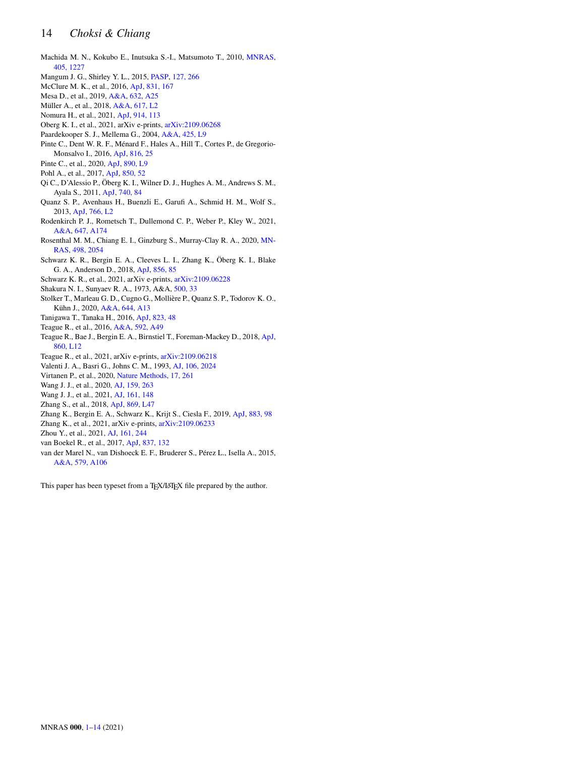Machida M. N., Kokubo E., Inutsuka S.-I., Matsumoto T., 2010, MNRAS, 405, 1227

Mangum J. G., Shirley Y. L., 2015, PASP, 127, 266

McClure M. K., et al., 2016, ApJ, 831, 167

Mesa D., et al., 2019, A&A, 632, A25

Müller A., et al., 2018, A&A, 617, L2

Nomura H., et al., 2021, ApJ, 914, 113

Oberg K. I., et al., 2021, arXiv e-prints, arXiv:2109.06268

Paardekooper S. J., Mellema G., 2004, A&A, 425, L9

Pinte C., Dent W. R. F., Ménard F., Hales A., Hill T., Cortes P., de Gregorio-Monsalvo I., 2016, ApJ, 816, 25

Pinte C., et al., 2020, ApJ, 890, L9

Pohl A., et al., 2017, ApJ, 850, 52

Qi C., D'Alessio P., Öberg K. I., Wilner D. J., Hughes A. M., Andrews S. M., Ayala S., 2011, ApJ, 740, 84

Quanz S. P., Avenhaus H., Buenzli E., Garufi A., Schmid H. M., Wolf S., 2013, ApJ, 766, L2

Rodenkirch P. J., Rometsch T., Dullemond C. P., Weber P., Kley W., 2021, A&A, 647, A174

Rosenthal M. M., Chiang E. I., Ginzburg S., Murray-Clay R. A., 2020, MNRAS, 498, 2054

Schwarz K. R., Bergin E. A., Cleeves L. I., Zhang K., Öberg K. I., Blake G. A., Anderson D., 2018, ApJ, 856, 85

Schwarz K. R., et al., 2021, arXiv e-prints, arXiv:2109.06228

Shakura N. I., Sunyaev R. A., 1973, A&A, 500, 33

Stolker T., Marleau G. D., Cugno G., Mollière P., Quanz S. P., Todorov K. O., Kühn J., 2020, A&A, 644, A13

Tanigawa T., Tanaka H., 2016, ApJ, 823, 48

Teague R., et al., 2016, A&A, 592, A49

Teague R., Bae J., Bergin E. A., Birnstiel T., Foreman-Mackey D., 2018, ApJ, 860, L12

Teague R., et al., 2021, arXiv e-prints, arXiv:2109.06218

Valenti J. A., Basri G., Johns C. M., 1993, AJ, 106, 2024

Virtanen P., et al., 2020, Nature Methods, 17, 261

Wang J. J., et al., 2020, AJ, 159, 263

Wang J. J., et al., 2021, AJ, 161, 148

Zhang S., et al., 2018, ApJ, 869, L47

Zhang K., Bergin E. A., Schwarz K., Krijt S., Ciesla F., 2019, ApJ, 883, 98

Zhang K., et al., 2021, arXiv e-prints, arXiv:2109.06233

Zhou Y., et al., 2021, AJ, 161, 244

van Boekel R., et al., 2017, ApJ, 837, 132

van der Marel N., van Dishoeck E. F., Bruderer S., Pérez L., Isella A., 2015, A&A, 579, A106

This paper has been typeset from a TEX/LATEX file prepared by the author.